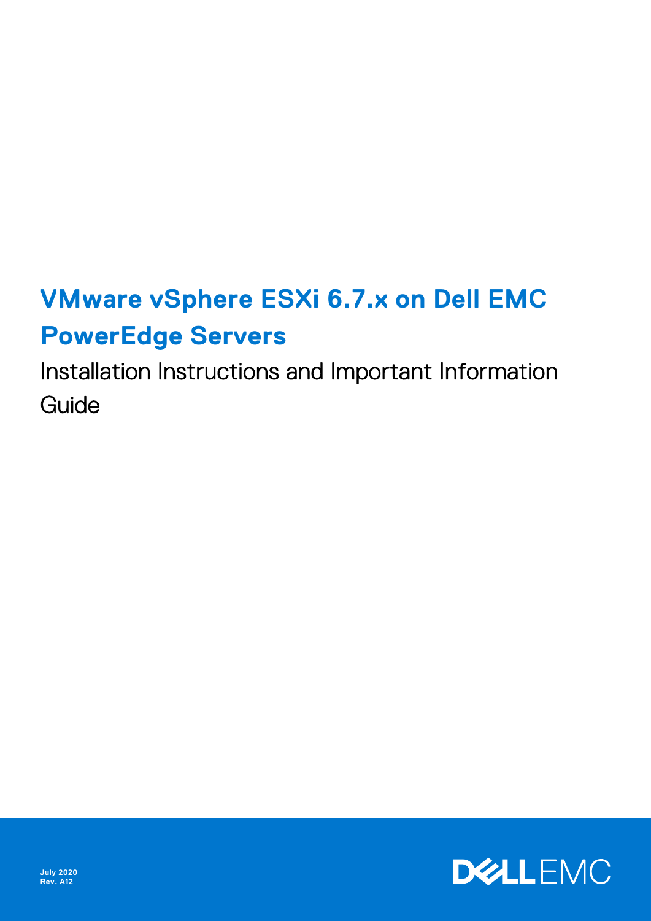# VMware vSphere ESXi 6.7.x on Dell EMC PowerEdge Servers

## Installation Instructions and Important Information Guide

July 2020
Rev. A12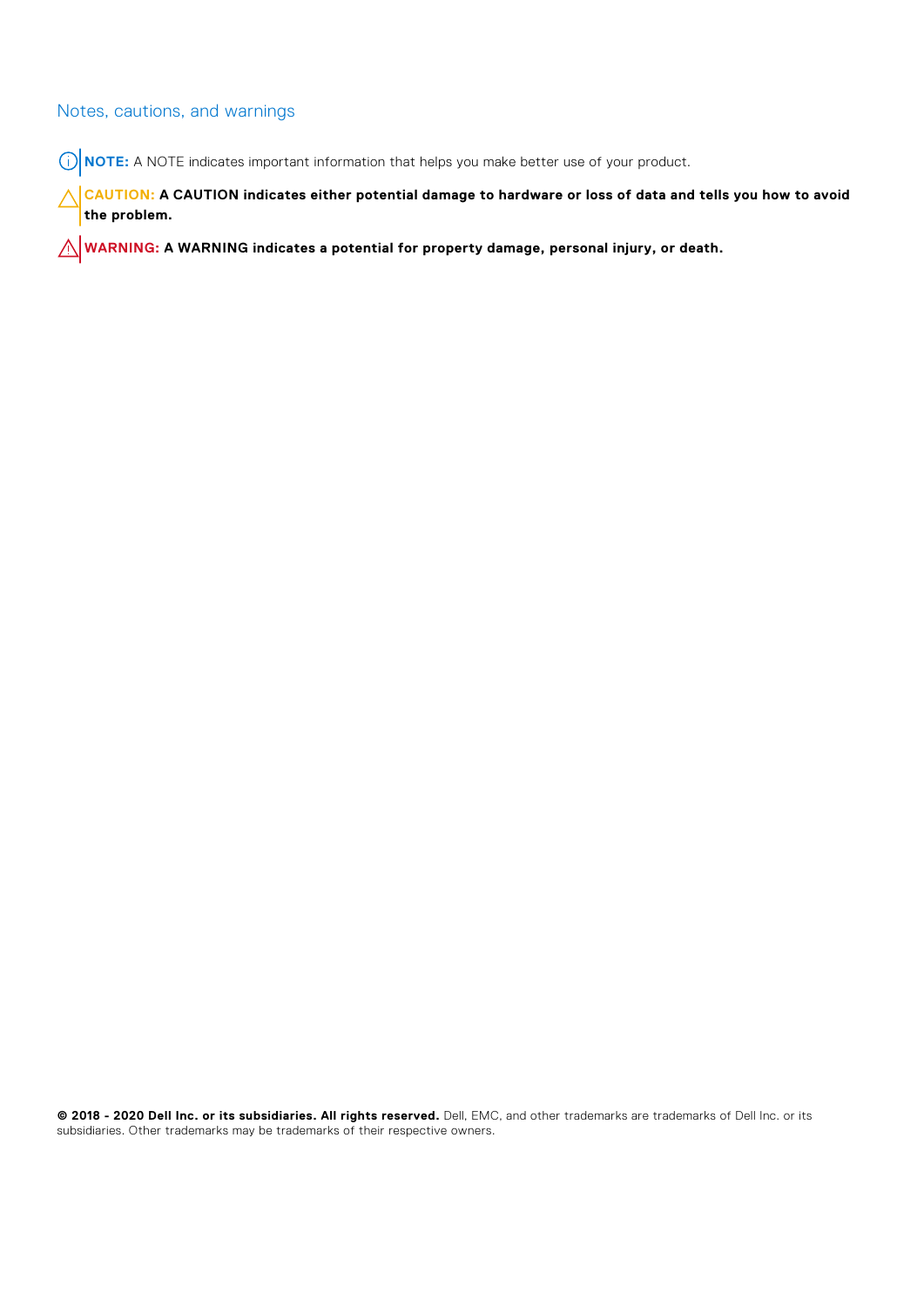## Notes, cautions, and warnings

**NOTE:** A NOTE indicates important information that helps you make better use of your product.

**CAUTION: A CAUTION indicates either potential damage to hardware or loss of data and tells you how to avoid the problem.**

**WARNING: A WARNING indicates a potential for property damage, personal injury, or death.**

**© 2018 - 2020 Dell Inc. or its subsidiaries. All rights reserved.** Dell, EMC, and other trademarks are trademarks of Dell Inc. or its subsidiaries. Other trademarks may be trademarks of their respective owners.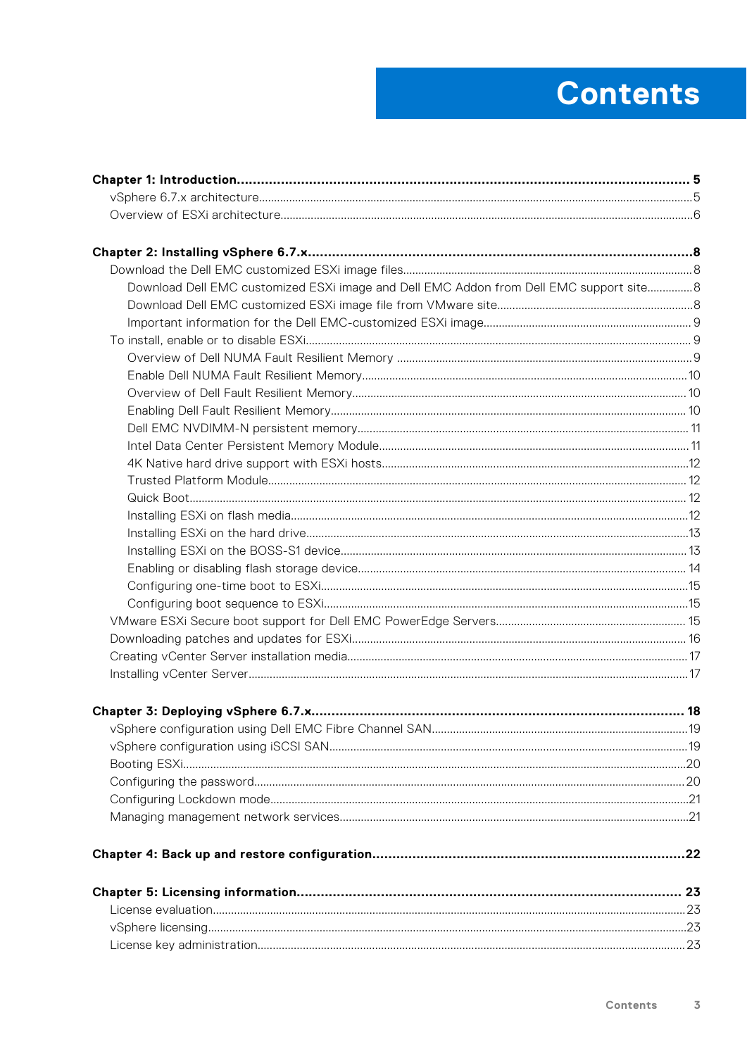# Contents

**Chapter 1: Introduction................................................................................................................ 5**

vSphere 6.7.x architecture...............................................................................................................5

Overview of ESXi architecture........................................................................................................6

**Chapter 2: Installing vSphere 6.7.x................................................................................................8**

Download the Dell EMC customized ESXi image files...............................................................................8

Download Dell EMC customized ESXi image and Dell EMC Addon from Dell EMC support site...............8

Download Dell EMC customized ESXi image file from VMware site................................................................8

Important information for the Dell EMC-customized ESXi image....................................................................9

To install, enable or to disable ESXi...............................................................................................9

Overview of Dell NUMA Fault Resilient Memory .................................................................................9

Enable Dell NUMA Fault Resilient Memory.........................................................................................10

Overview of Dell Fault Resilient Memory.............................................................................................10

Enabling Dell Fault Resilient Memory....................................................................................................10

Dell EMC NVDIMM-N persistent memory........................................................................................... 11

Intel Data Center Persistent Memory Module...................................................................................... 11

4K Native hard drive support with ESXi hosts.....................................................................................12

Trusted Platform Module.......................................................................................................................... 12

Quick Boot.................................................................................................................................................. 12

Installing ESXi on flash media..................................................................................................................12

Installing ESXi on the hard drive..............................................................................................................13

Installing ESXi on the BOSS-S1 device................................................................................................... 13

Enabling or disabling flash storage device.............................................................................................. 14

Configuring one-time boot to ESXi..........................................................................................................15

Configuring boot sequence to ESXi..........................................................................................................15

VMware ESXi Secure boot support for Dell EMC PowerEdge Servers.............................................................. 15

Downloading patches and updates for ESXi.............................................................................................. 16

Creating vCenter Server installation media................................................................................................ 17

Installing vCenter Server................................................................................................................................17

**Chapter 3: Deploying vSphere 6.7.x............................................................................................ 18**

vSphere configuration using Dell EMC Fibre Channel SAN....................................................................19

vSphere configuration using iSCSI SAN......................................................................................................19

Booting ESXi.....................................................................................................................................................20

Configuring the password..............................................................................................................................20

Configuring Lockdown mode..........................................................................................................................21

Managing management network services...................................................................................................21

**Chapter 4: Back up and restore configuration...............................................................................22**

**Chapter 5: Licensing information................................................................................................ 23**

License evaluation............................................................................................................................................23

vSphere licensing..............................................................................................................................................23

License key administration.............................................................................................................................23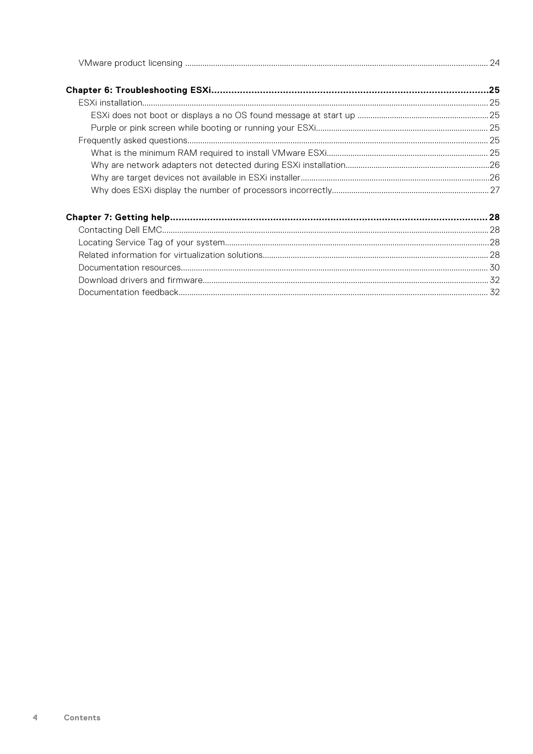VMware product licensing ........................................................................................................................................... 24

**Chapter 6: Troubleshooting ESXi.................................................................................................25**

ESXi installation............................................................................................................................................... 25

ESXi does not boot or displays a no OS found message at start up ........................................................... 25

Purple or pink screen while booting or running your ESXi............................................................................... 25

Frequently asked questions........................................................................................................................... 25

What is the minimum RAM required to install VMware ESXi.......................................................................... 25

Why are network adapters not detected during ESXi installation..................................................................26

Why are target devices not available in ESXi installer.......................................................................................26

Why does ESXi display the number of processors incorrectly........................................................................ 27

**Chapter 7: Getting help............................................................................................................... 28**

Contacting Dell EMC....................................................................................................................................... 28

Locating Service Tag of your system..........................................................................................................28

Related information for virtualization solutions........................................................................................ 28

Documentation resources............................................................................................................................. 30

Download drivers and firmware.................................................................................................................... 32

Documentation feedback.............................................................................................................................. 32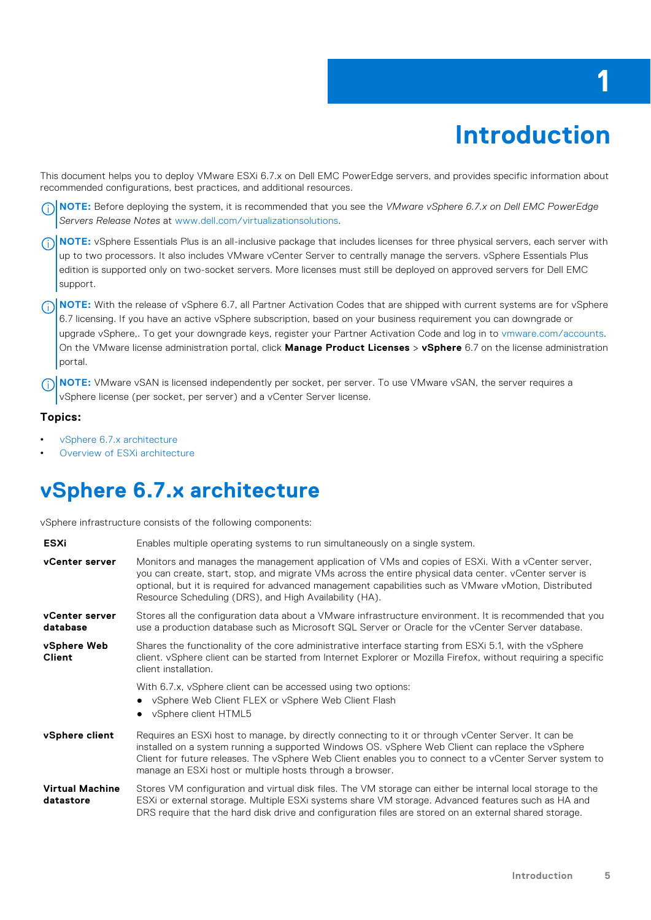# 1 Introduction

This document helps you to deploy VMware ESXi 6.7.x on Dell EMC PowerEdge servers, and provides specific information about recommended configurations, best practices, and additional resources.

**NOTE:** Before deploying the system, it is recommended that you see the *VMware vSphere 6.7.x on Dell EMC PowerEdge Servers Release Notes* at www.dell.com/virtualizationsolutions.

**NOTE:** vSphere Essentials Plus is an all-inclusive package that includes licenses for three physical servers, each server with up to two processors. It also includes VMware vCenter Server to centrally manage the servers. vSphere Essentials Plus edition is supported only on two-socket servers. More licenses must still be deployed on approved servers for Dell EMC support.

**NOTE:** With the release of vSphere 6.7, all Partner Activation Codes that are shipped with current systems are for vSphere 6.7 licensing. If you have an active vSphere subscription, based on your business requirement you can downgrade or upgrade vSphere,. To get your downgrade keys, register your Partner Activation Code and log in to vmware.com/accounts. On the VMware license administration portal, click **Manage Product Licenses** > **vSphere** 6.7 on the license administration portal.

**NOTE:** VMware vSAN is licensed independently per socket, per server. To use VMware vSAN, the server requires a vSphere license (per socket, per server) and a vCenter Server license.

### Topics:

- vSphere 6.7.x architecture
- Overview of ESXi architecture

## vSphere 6.7.x architecture

vSphere infrastructure consists of the following components:

**ESXi**
Enables multiple operating systems to run simultaneously on a single system.

**vCenter server**
Monitors and manages the management application of VMs and copies of ESXi. With a vCenter server, you can create, start, stop, and migrate VMs across the entire physical data center. vCenter server is optional, but it is required for advanced management capabilities such as VMware vMotion, Distributed Resource Scheduling (DRS), and High Availability (HA).

**vCenter server database**
Stores all the configuration data about a VMware infrastructure environment. It is recommended that you use a production database such as Microsoft SQL Server or Oracle for the vCenter Server database.

**vSphere Web Client**
Shares the functionality of the core administrative interface starting from ESXi 5.1, with the vSphere client. vSphere client can be started from Internet Explorer or Mozilla Firefox, without requiring a specific client installation.

With 6.7.x, vSphere client can be accessed using two options:

- vSphere Web Client FLEX or vSphere Web Client Flash
- vSphere client HTML5

**vSphere client**
Requires an ESXi host to manage, by directly connecting to it or through vCenter Server. It can be installed on a system running a supported Windows OS. vSphere Web Client can replace the vSphere Client for future releases. The vSphere Web Client enables you to connect to a vCenter Server system to manage an ESXi host or multiple hosts through a browser.

**Virtual Machine datastore**
Stores VM configuration and virtual disk files. The VM storage can either be internal local storage to the ESXi or external storage. Multiple ESXi systems share VM storage. Advanced features such as HA and DRS require that the hard disk drive and configuration files are stored on an external shared storage.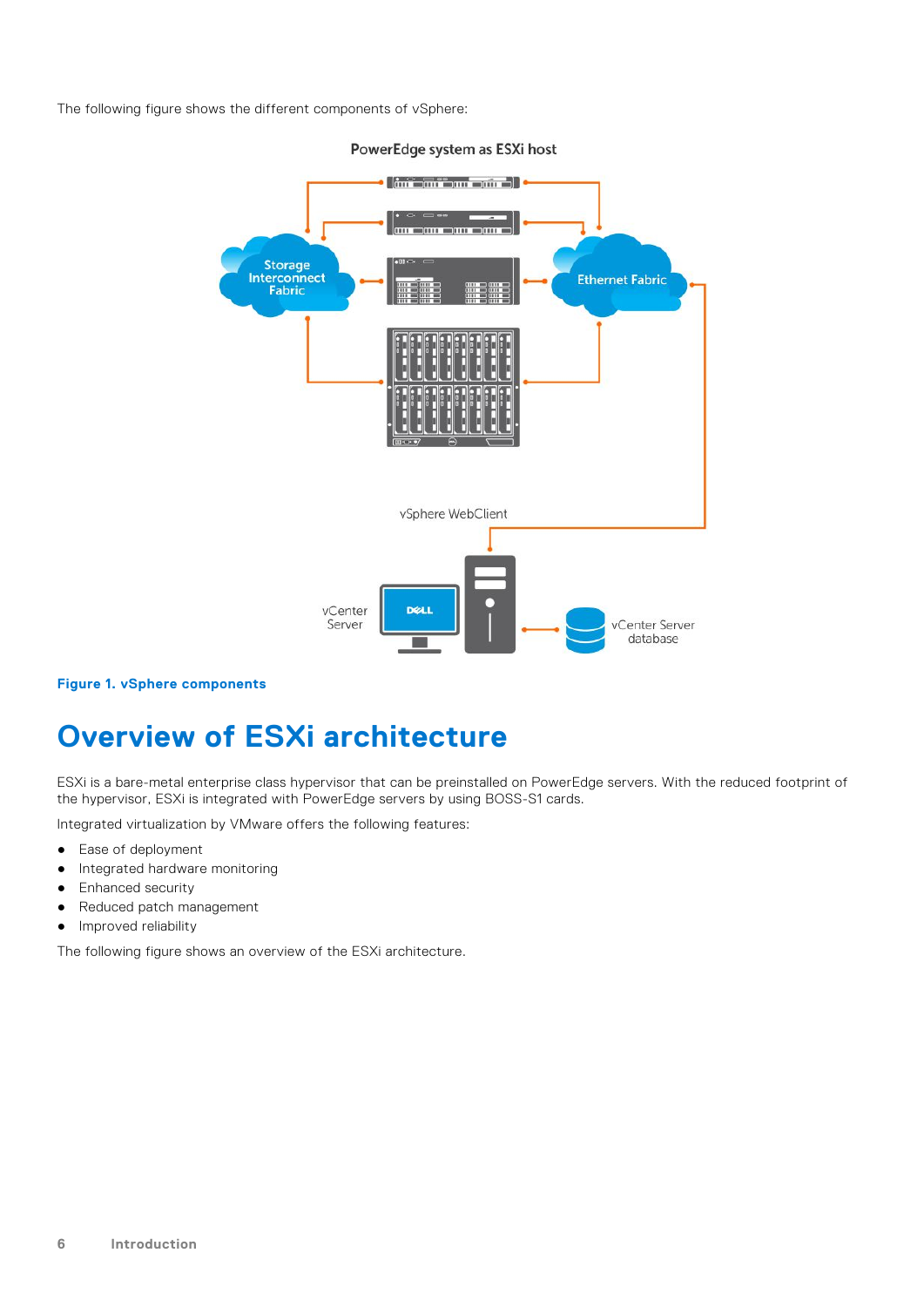The following figure shows the different components of vSphere:

**Figure 1. vSphere components**

# Overview of ESXi architecture

ESXi is a bare-metal enterprise class hypervisor that can be preinstalled on PowerEdge servers. With the reduced footprint of the hypervisor, ESXi is integrated with PowerEdge servers by using BOSS-S1 cards.

Integrated virtualization by VMware offers the following features:

- Ease of deployment
- Integrated hardware monitoring
- Enhanced security
- Reduced patch management
- Improved reliability

The following figure shows an overview of the ESXi architecture.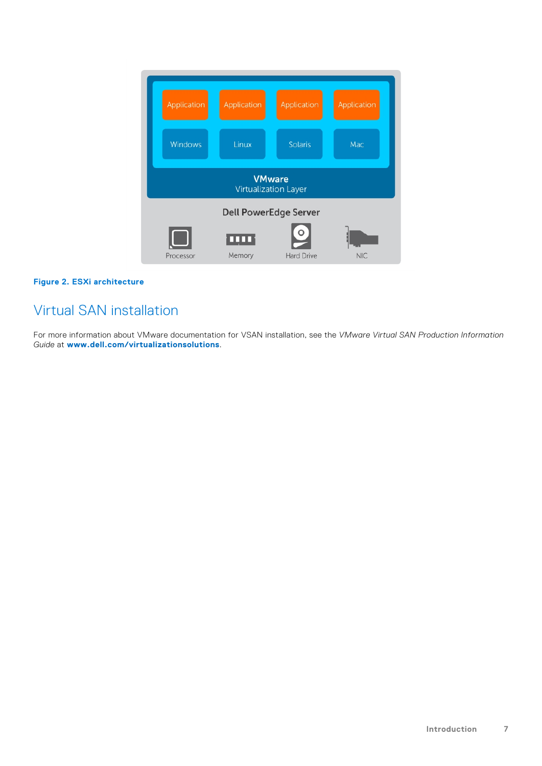Figure 2. ESXi architecture

## Virtual SAN installation

For more information about VMware documentation for VSAN installation, see the *VMware Virtual SAN Production Information Guide* at **www.dell.com/virtualizationsolutions**.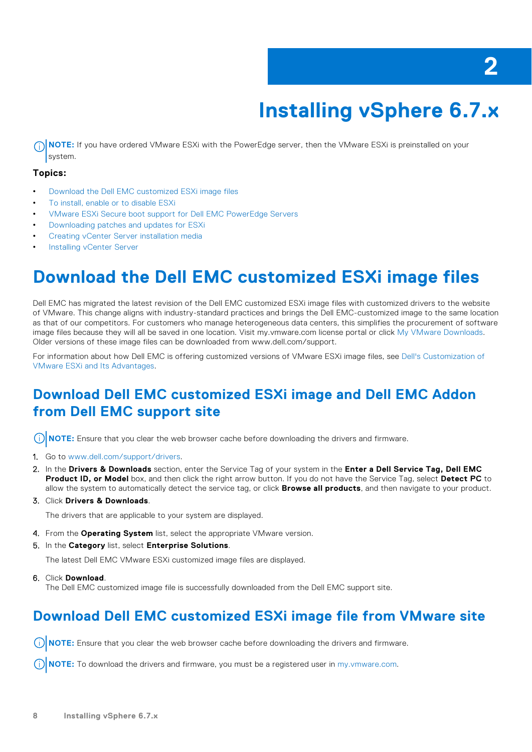# 2 Installing vSphere 6.7.x

**NOTE:** If you have ordered VMware ESXi with the PowerEdge server, then the VMware ESXi is preinstalled on your system.

**Topics:**

- Download the Dell EMC customized ESXi image files
- To install, enable or to disable ESXi
- VMware ESXi Secure boot support for Dell EMC PowerEdge Servers
- Downloading patches and updates for ESXi
- Creating vCenter Server installation media
- Installing vCenter Server

## Download the Dell EMC customized ESXi image files

Dell EMC has migrated the latest revision of the Dell EMC customized ESXi image files with customized drivers to the website of VMware. This change aligns with industry-standard practices and brings the Dell EMC-customized image to the same location as that of our competitors. For customers who manage heterogeneous data centers, this simplifies the procurement of software image files because they will all be saved in one location. Visit my.vmware.com license portal or click My VMware Downloads. Older versions of these image files can be downloaded from www.dell.com/support.

For information about how Dell EMC is offering customized versions of VMware ESXi image files, see Dell's Customization of VMware ESXi and Its Advantages.

### Download Dell EMC customized ESXi image and Dell EMC Addon from Dell EMC support site

**NOTE:** Ensure that you clear the web browser cache before downloading the drivers and firmware.

1. Go to www.dell.com/support/drivers.
2. In the **Drivers & Downloads** section, enter the Service Tag of your system in the **Enter a Dell Service Tag, Dell EMC Product ID, or Model** box, and then click the right arrow button. If you do not have the Service Tag, select **Detect PC** to allow the system to automatically detect the service tag, or click **Browse all products**, and then navigate to your product.
3. Click **Drivers & Downloads**.

   The drivers that are applicable to your system are displayed.

4. From the **Operating System** list, select the appropriate VMware version.
5. In the **Category** list, select **Enterprise Solutions**.

   The latest Dell EMC VMware ESXi customized image files are displayed.

6. Click **Download**.
   The Dell EMC customized image file is successfully downloaded from the Dell EMC support site.

### Download Dell EMC customized ESXi image file from VMware site

**NOTE:** Ensure that you clear the web browser cache before downloading the drivers and firmware.

**NOTE:** To download the drivers and firmware, you must be a registered user in my.vmware.com.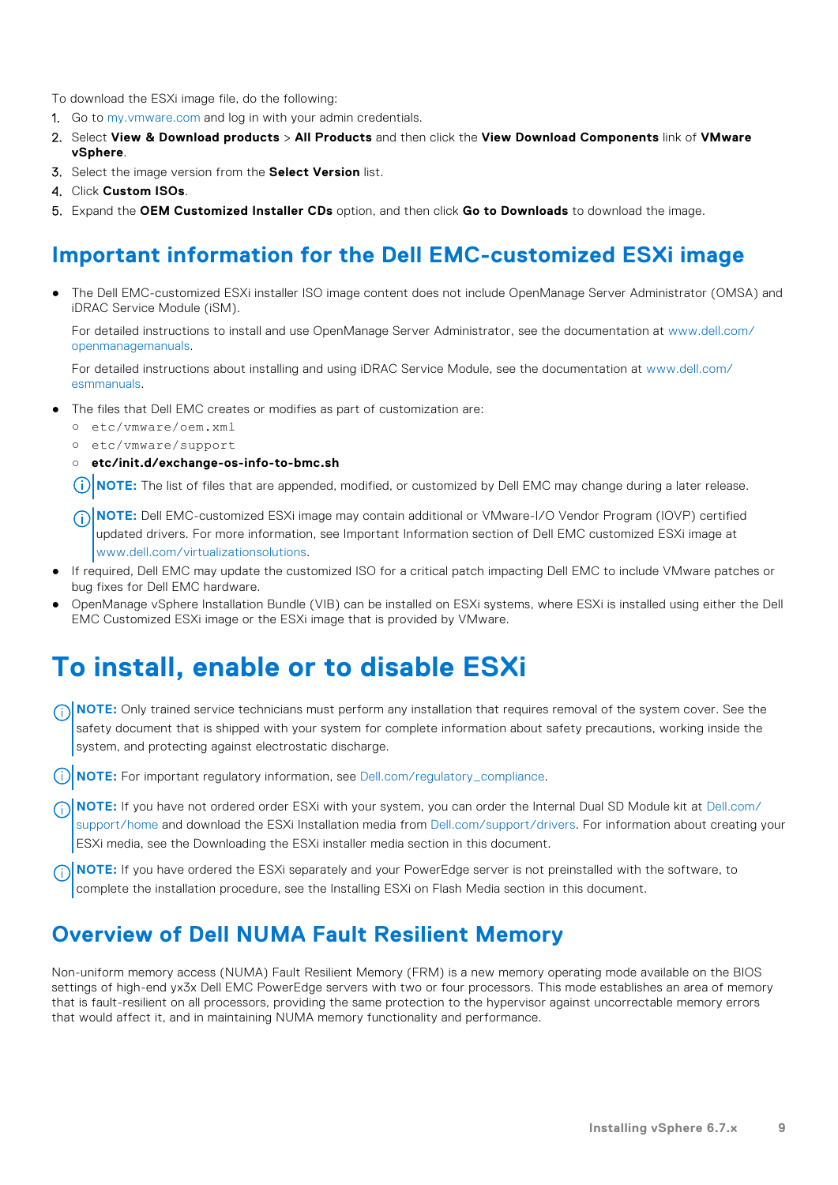To download the ESXi image file, do the following:

1. Go to my.vmware.com and log in with your admin credentials.
2. Select **View & Download products** > **All Products** and then click the **View Download Components** link of **VMware vSphere**.
3. Select the image version from the **Select Version** list.
4. Click **Custom ISOs**.
5. Expand the **OEM Customized Installer CDs** option, and then click **Go to Downloads** to download the image.

## Important information for the Dell EMC-customized ESXi image

- The Dell EMC-customized ESXi installer ISO image content does not include OpenManage Server Administrator (OMSA) and iDRAC Service Module (iSM).

  For detailed instructions to install and use OpenManage Server Administrator, see the documentation at www.dell.com/openmanagemanuals.

  For detailed instructions about installing and using iDRAC Service Module, see the documentation at www.dell.com/esmmanuals.

- The files that Dell EMC creates or modifies as part of customization are:
  - `etc/vmware/oem.xml`
  - `etc/vmware/support`
  - **etc/init.d/exchange-os-info-to-bmc.sh**

  **NOTE:** The list of files that are appended, modified, or customized by Dell EMC may change during a later release.

  **NOTE:** Dell EMC-customized ESXi image may contain additional or VMware-I/O Vendor Program (IOVP) certified updated drivers. For more information, see Important Information section of Dell EMC customized ESXi image at www.dell.com/virtualizationsolutions.

- If required, Dell EMC may update the customized ISO for a critical patch impacting Dell EMC to include VMware patches or bug fixes for Dell EMC hardware.
- OpenManage vSphere Installation Bundle (VIB) can be installed on ESXi systems, where ESXi is installed using either the Dell EMC Customized ESXi image or the ESXi image that is provided by VMware.

# To install, enable or to disable ESXi

**NOTE:** Only trained service technicians must perform any installation that requires removal of the system cover. See the safety document that is shipped with your system for complete information about safety precautions, working inside the system, and protecting against electrostatic discharge.

**NOTE:** For important regulatory information, see Dell.com/regulatory_compliance.

**NOTE:** If you have not ordered order ESXi with your system, you can order the Internal Dual SD Module kit at Dell.com/support/home and download the ESXi Installation media from Dell.com/support/drivers. For information about creating your ESXi media, see the Downloading the ESXi installer media section in this document.

**NOTE:** If you have ordered the ESXi separately and your PowerEdge server is not preinstalled with the software, to complete the installation procedure, see the Installing ESXi on Flash Media section in this document.

## Overview of Dell NUMA Fault Resilient Memory

Non-uniform memory access (NUMA) Fault Resilient Memory (FRM) is a new memory operating mode available on the BIOS settings of high-end yx3x Dell EMC PowerEdge servers with two or four processors. This mode establishes an area of memory that is fault-resilient on all processors, providing the same protection to the hypervisor against uncorrectable memory errors that would affect it, and in maintaining NUMA memory functionality and performance.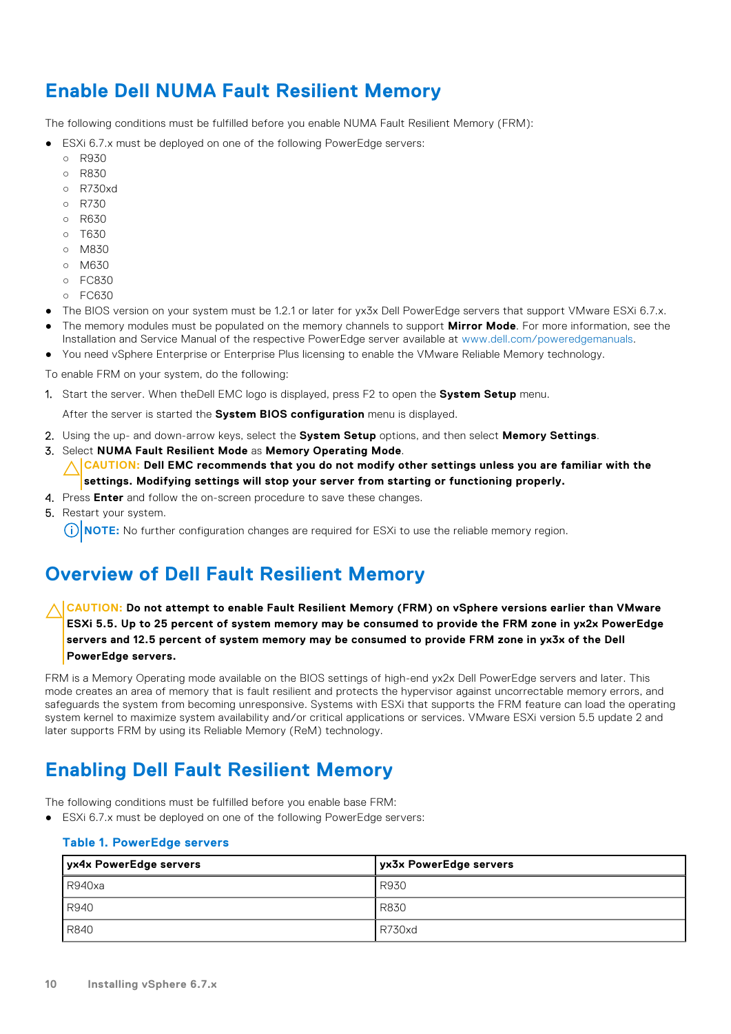## Enable Dell NUMA Fault Resilient Memory

The following conditions must be fulfilled before you enable NUMA Fault Resilient Memory (FRM):

- ESXi 6.7.x must be deployed on one of the following PowerEdge servers:
  - R930
  - R830
  - R730xd
  - R730
  - R630
  - T630
  - M830
  - M630
  - FC830
  - FC630
- The BIOS version on your system must be 1.2.1 or later for yx3x Dell PowerEdge servers that support VMware ESXi 6.7.x.
- The memory modules must be populated on the memory channels to support **Mirror Mode**. For more information, see the Installation and Service Manual of the respective PowerEdge server available at www.dell.com/poweredgemanuals.
- You need vSphere Enterprise or Enterprise Plus licensing to enable the VMware Reliable Memory technology.

To enable FRM on your system, do the following:

1. Start the server. When theDell EMC logo is displayed, press F2 to open the **System Setup** menu.

   After the server is started the **System BIOS configuration** menu is displayed.

2. Using the up- and down-arrow keys, select the **System Setup** options, and then select **Memory Settings**.
3. Select **NUMA Fault Resilient Mode** as **Memory Operating Mode**.

   **CAUTION: Dell EMC recommends that you do not modify other settings unless you are familiar with the settings. Modifying settings will stop your server from starting or functioning properly.**

4. Press **Enter** and follow the on-screen procedure to save these changes.
5. Restart your system.

   **NOTE:** No further configuration changes are required for ESXi to use the reliable memory region.

## Overview of Dell Fault Resilient Memory

**CAUTION: Do not attempt to enable Fault Resilient Memory (FRM) on vSphere versions earlier than VMware ESXi 5.5. Up to 25 percent of system memory may be consumed to provide the FRM zone in yx2x PowerEdge servers and 12.5 percent of system memory may be consumed to provide FRM zone in yx3x of the Dell PowerEdge servers.**

FRM is a Memory Operating mode available on the BIOS settings of high-end yx2x Dell PowerEdge servers and later. This mode creates an area of memory that is fault resilient and protects the hypervisor against uncorrectable memory errors, and safeguards the system from becoming unresponsive. Systems with ESXi that supports the FRM feature can load the operating system kernel to maximize system availability and/or critical applications or services. VMware ESXi version 5.5 update 2 and later supports FRM by using its Reliable Memory (ReM) technology.

## Enabling Dell Fault Resilient Memory

The following conditions must be fulfilled before you enable base FRM:

- ESXi 6.7.x must be deployed on one of the following PowerEdge servers:

**Table 1. PowerEdge servers**

| yx4x PowerEdge servers | yx3x PowerEdge servers |
|---|---|
| R940xa | R930 |
| R940 | R830 |
| R840 | R730xd |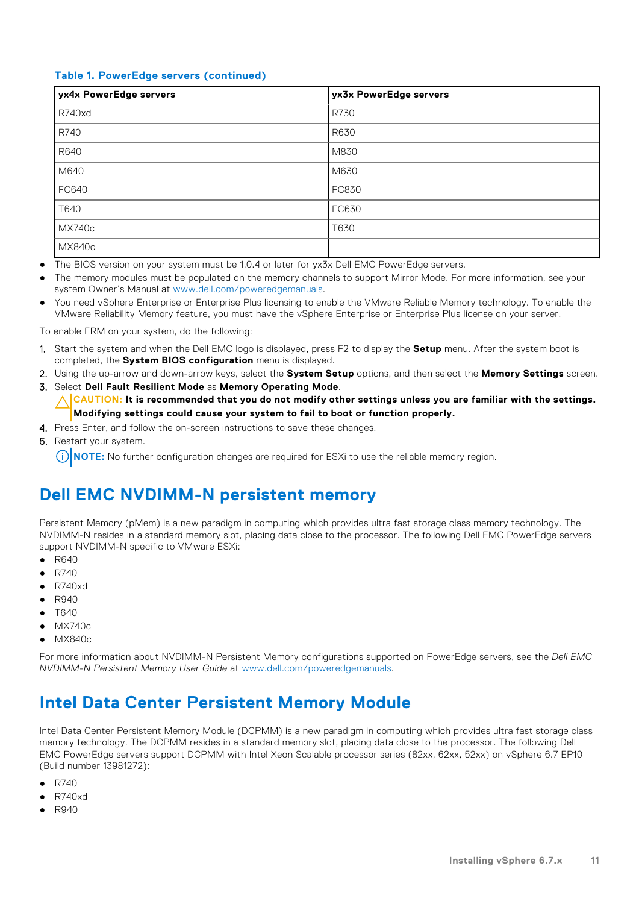**Table 1. PowerEdge servers (continued)**

| yx4x PowerEdge servers | yx3x PowerEdge servers |
|---|---|
| R740xd | R730 |
| R740 | R630 |
| R640 | M830 |
| M640 | M630 |
| FC640 | FC830 |
| T640 | FC630 |
| MX740c | T630 |
| MX840c | |

- The BIOS version on your system must be 1.0.4 or later for yx3x Dell EMC PowerEdge servers.
- The memory modules must be populated on the memory channels to support Mirror Mode. For more information, see your system Owner's Manual at www.dell.com/poweredgemanuals.
- You need vSphere Enterprise or Enterprise Plus licensing to enable the VMware Reliable Memory technology. To enable the VMware Reliability Memory feature, you must have the vSphere Enterprise or Enterprise Plus license on your server.

To enable FRM on your system, do the following:

1. Start the system and when the Dell EMC logo is displayed, press F2 to display the **Setup** menu. After the system boot is completed, the **System BIOS configuration** menu is displayed.
2. Using the up-arrow and down-arrow keys, select the **System Setup** options, and then select the **Memory Settings** screen.
3. Select **Dell Fault Resilient Mode** as **Memory Operating Mode**.

   **CAUTION: It is recommended that you do not modify other settings unless you are familiar with the settings. Modifying settings could cause your system to fail to boot or function properly.**
4. Press Enter, and follow the on-screen instructions to save these changes.
5. Restart your system.

   **NOTE:** No further configuration changes are required for ESXi to use the reliable memory region.

## Dell EMC NVDIMM-N persistent memory

Persistent Memory (pMem) is a new paradigm in computing which provides ultra fast storage class memory technology. The NVDIMM-N resides in a standard memory slot, placing data close to the processor. The following Dell EMC PowerEdge servers support NVDIMM-N specific to VMware ESXi:

- R640
- R740
- R740xd
- R940
- T640
- MX740c
- MX840c

For more information about NVDIMM-N Persistent Memory configurations supported on PowerEdge servers, see the *Dell EMC NVDIMM-N Persistent Memory User Guide* at www.dell.com/poweredgemanuals.

## Intel Data Center Persistent Memory Module

Intel Data Center Persistent Memory Module (DCPMM) is a new paradigm in computing which provides ultra fast storage class memory technology. The DCPMM resides in a standard memory slot, placing data close to the processor. The following Dell EMC PowerEdge servers support DCPMM with Intel Xeon Scalable processor series (82xx, 62xx, 52xx) on vSphere 6.7 EP10 (Build number 13981272):

- R740
- R740xd
- R940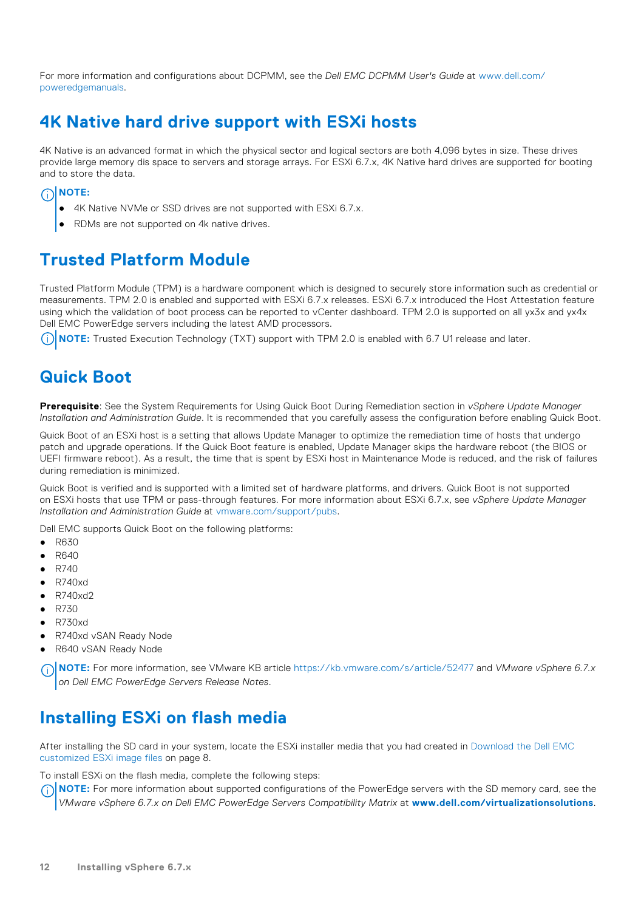For more information and configurations about DCPMM, see the *Dell EMC DCPMM User's Guide* at www.dell.com/poweredgemanuals.

## 4K Native hard drive support with ESXi hosts

4K Native is an advanced format in which the physical sector and logical sectors are both 4,096 bytes in size. These drives provide large memory dis space to servers and storage arrays. For ESXi 6.7.x, 4K Native hard drives are supported for booting and to store the data.

**NOTE:**

- 4K Native NVMe or SSD drives are not supported with ESXi 6.7.x.
- RDMs are not supported on 4k native drives.

## Trusted Platform Module

Trusted Platform Module (TPM) is a hardware component which is designed to securely store information such as credential or measurements. TPM 2.0 is enabled and supported with ESXi 6.7.x releases. ESXi 6.7.x introduced the Host Attestation feature using which the validation of boot process can be reported to vCenter dashboard. TPM 2.0 is supported on all yx3x and yx4x Dell EMC PowerEdge servers including the latest AMD processors.

**NOTE:** Trusted Execution Technology (TXT) support with TPM 2.0 is enabled with 6.7 U1 release and later.

## Quick Boot

**Prerequisite**: See the System Requirements for Using Quick Boot During Remediation section in *vSphere Update Manager Installation and Administration Guide*. It is recommended that you carefully assess the configuration before enabling Quick Boot.

Quick Boot of an ESXi host is a setting that allows Update Manager to optimize the remediation time of hosts that undergo patch and upgrade operations. If the Quick Boot feature is enabled, Update Manager skips the hardware reboot (the BIOS or UEFI firmware reboot). As a result, the time that is spent by ESXi host in Maintenance Mode is reduced, and the risk of failures during remediation is minimized.

Quick Boot is verified and is supported with a limited set of hardware platforms, and drivers. Quick Boot is not supported on ESXi hosts that use TPM or pass-through features. For more information about ESXi 6.7.x, see *vSphere Update Manager Installation and Administration Guide* at vmware.com/support/pubs.

Dell EMC supports Quick Boot on the following platforms:

- R630
- R640
- R740
- R740xd
- R740xd2
- R730
- R730xd
- R740xd vSAN Ready Node
- R640 vSAN Ready Node

**NOTE:** For more information, see VMware KB article https://kb.vmware.com/s/article/52477 and *VMware vSphere 6.7.x on Dell EMC PowerEdge Servers Release Notes*.

## Installing ESXi on flash media

After installing the SD card in your system, locate the ESXi installer media that you had created in Download the Dell EMC customized ESXi image files on page 8.

To install ESXi on the flash media, complete the following steps:

**NOTE:** For more information about supported configurations of the PowerEdge servers with the SD memory card, see the *VMware vSphere 6.7.x on Dell EMC PowerEdge Servers Compatibility Matrix* at **www.dell.com/virtualizationsolutions**.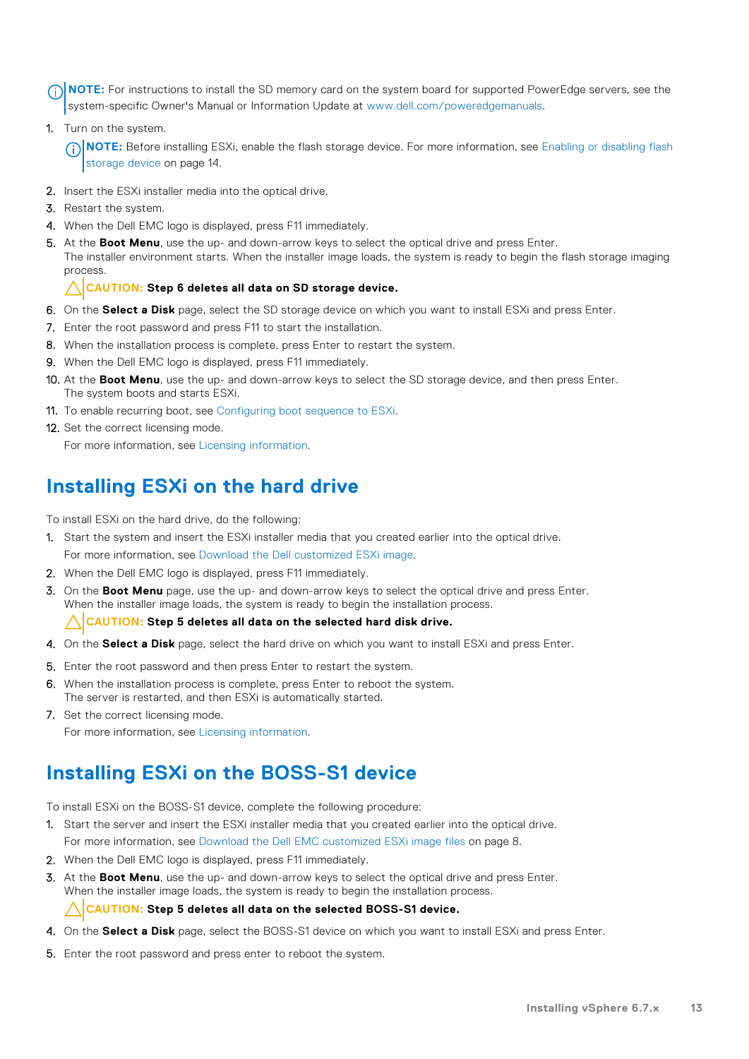**NOTE:** For instructions to install the SD memory card on the system board for supported PowerEdge servers, see the system-specific Owner's Manual or Information Update at www.dell.com/poweredgemanuals.

1. Turn on the system.

   **NOTE:** Before installing ESXi, enable the flash storage device. For more information, see Enabling or disabling flash storage device on page 14.

2. Insert the ESXi installer media into the optical drive.
3. Restart the system.
4. When the Dell EMC logo is displayed, press F11 immediately.
5. At the **Boot Menu**, use the up- and down-arrow keys to select the optical drive and press Enter.
   The installer environment starts. When the installer image loads, the system is ready to begin the flash storage imaging process.

   **CAUTION: Step 6 deletes all data on SD storage device.**

6. On the **Select a Disk** page, select the SD storage device on which you want to install ESXi and press Enter.
7. Enter the root password and press F11 to start the installation.
8. When the installation process is complete, press Enter to restart the system.
9. When the Dell EMC logo is displayed, press F11 immediately.
10. At the **Boot Menu**, use the up- and down-arrow keys to select the SD storage device, and then press Enter.
    The system boots and starts ESXi.
11. To enable recurring boot, see Configuring boot sequence to ESXi.
12. Set the correct licensing mode.

    For more information, see Licensing information.

## Installing ESXi on the hard drive

To install ESXi on the hard drive, do the following:

1. Start the system and insert the ESXi installer media that you created earlier into the optical drive.

   For more information, see Download the Dell customized ESXi image.

2. When the Dell EMC logo is displayed, press F11 immediately.
3. On the **Boot Menu** page, use the up- and down-arrow keys to select the optical drive and press Enter.
   When the installer image loads, the system is ready to begin the installation process.

   **CAUTION: Step 5 deletes all data on the selected hard disk drive.**

4. On the **Select a Disk** page, select the hard drive on which you want to install ESXi and press Enter.
5. Enter the root password and then press Enter to restart the system.
6. When the installation process is complete, press Enter to reboot the system.
   The server is restarted, and then ESXi is automatically started.
7. Set the correct licensing mode.

   For more information, see Licensing information.

## Installing ESXi on the BOSS-S1 device

To install ESXi on the BOSS-S1 device, complete the following procedure:

1. Start the server and insert the ESXi installer media that you created earlier into the optical drive.

   For more information, see Download the Dell EMC customized ESXi image files on page 8.

2. When the Dell EMC logo is displayed, press F11 immediately.
3. At the **Boot Menu**, use the up- and down-arrow keys to select the optical drive and press Enter.
   When the installer image loads, the system is ready to begin the installation process.

   **CAUTION: Step 5 deletes all data on the selected BOSS-S1 device.**

4. On the **Select a Disk** page, select the BOSS-S1 device on which you want to install ESXi and press Enter.
5. Enter the root password and press enter to reboot the system.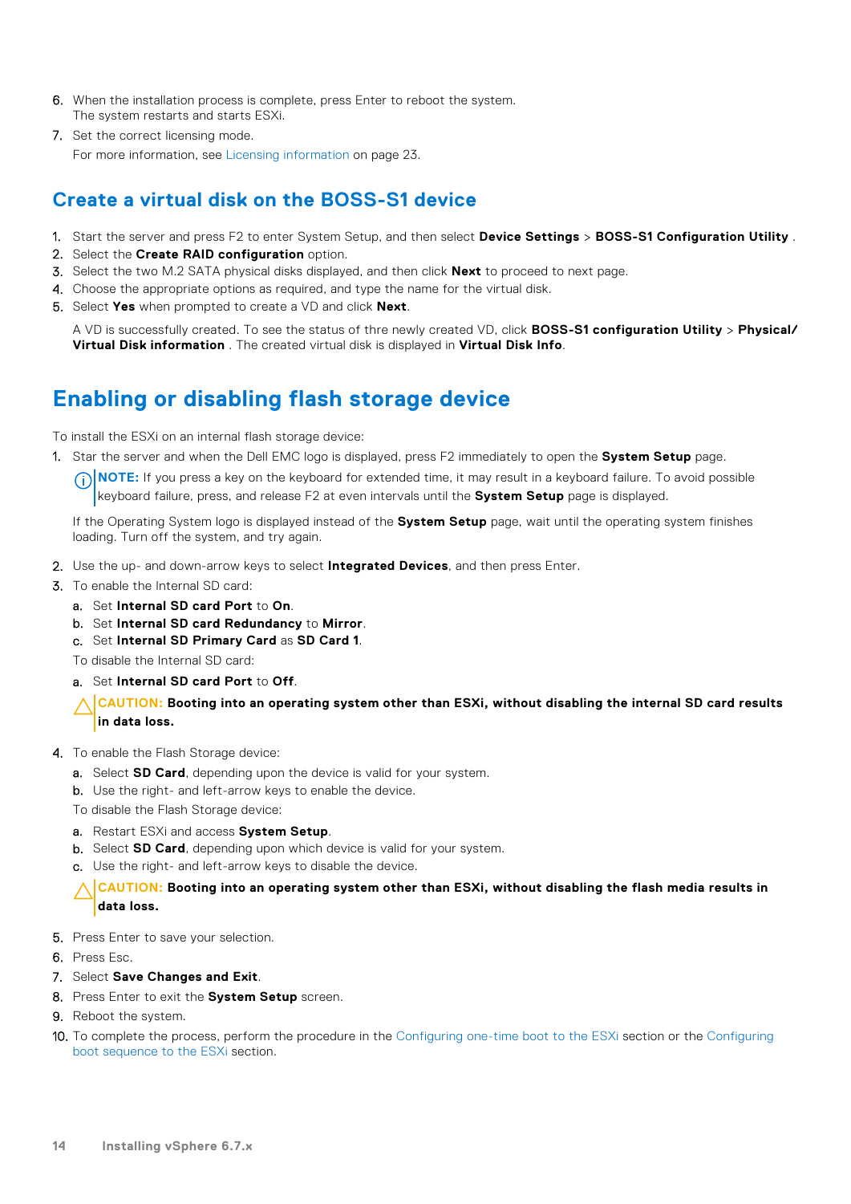6. When the installation process is complete, press Enter to reboot the system.
   The system restarts and starts ESXi.
7. Set the correct licensing mode.
   For more information, see Licensing information on page 23.

## Create a virtual disk on the BOSS-S1 device

1. Start the server and press F2 to enter System Setup, and then select **Device Settings** > **BOSS-S1 Configuration Utility** .
2. Select the **Create RAID configuration** option.
3. Select the two M.2 SATA physical disks displayed, and then click **Next** to proceed to next page.
4. Choose the appropriate options as required, and type the name for the virtual disk.
5. Select **Yes** when prompted to create a VD and click **Next**.

   A VD is successfully created. To see the status of thre newly created VD, click **BOSS-S1 configuration Utility** > **Physical/ Virtual Disk information** . The created virtual disk is displayed in **Virtual Disk Info**.

# Enabling or disabling flash storage device

To install the ESXi on an internal flash storage device:

1. Star the server and when the Dell EMC logo is displayed, press F2 immediately to open the **System Setup** page.

   **NOTE:** If you press a key on the keyboard for extended time, it may result in a keyboard failure. To avoid possible keyboard failure, press, and release F2 at even intervals until the **System Setup** page is displayed.

   If the Operating System logo is displayed instead of the **System Setup** page, wait until the operating system finishes loading. Turn off the system, and try again.

2. Use the up- and down-arrow keys to select **Integrated Devices**, and then press Enter.
3. To enable the Internal SD card:
   a. Set **Internal SD card Port** to **On**.
   b. Set **Internal SD card Redundancy** to **Mirror**.
   c. Set **Internal SD Primary Card** as **SD Card 1**.

   To disable the Internal SD card:

   a. Set **Internal SD card Port** to **Off**.

   **CAUTION: Booting into an operating system other than ESXi, without disabling the internal SD card results in data loss.**

4. To enable the Flash Storage device:
   a. Select **SD Card**, depending upon the device is valid for your system.
   b. Use the right- and left-arrow keys to enable the device.

   To disable the Flash Storage device:

   a. Restart ESXi and access **System Setup**.
   b. Select **SD Card**, depending upon which device is valid for your system.
   c. Use the right- and left-arrow keys to disable the device.

   **CAUTION: Booting into an operating system other than ESXi, without disabling the flash media results in data loss.**

5. Press Enter to save your selection.
6. Press Esc.
7. Select **Save Changes and Exit**.
8. Press Enter to exit the **System Setup** screen.
9. Reboot the system.
10. To complete the process, perform the procedure in the Configuring one-time boot to the ESXi section or the Configuring boot sequence to the ESXi section.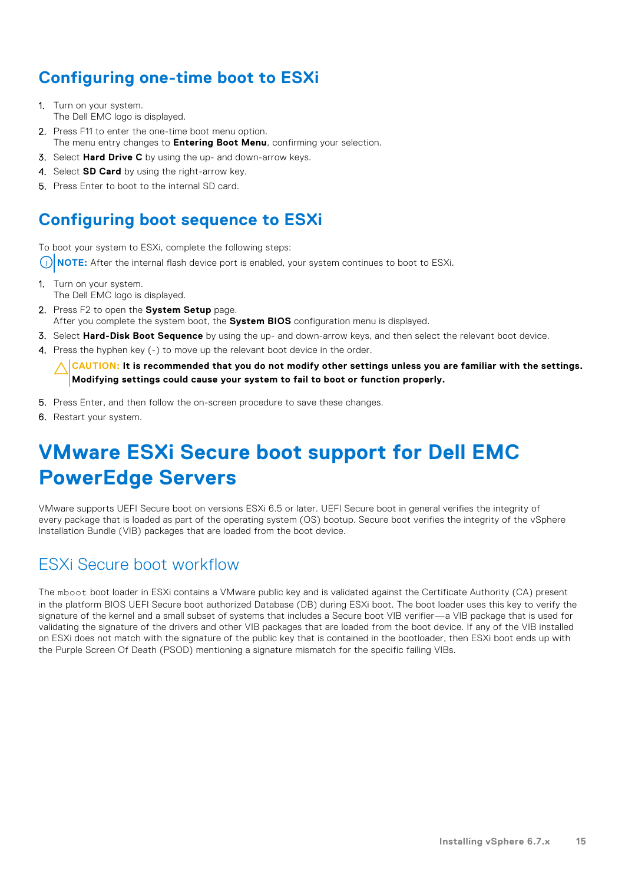## Configuring one-time boot to ESXi

1. Turn on your system.
   The Dell EMC logo is displayed.
2. Press F11 to enter the one-time boot menu option.
   The menu entry changes to **Entering Boot Menu**, confirming your selection.
3. Select **Hard Drive C** by using the up- and down-arrow keys.
4. Select **SD Card** by using the right-arrow key.
5. Press Enter to boot to the internal SD card.

## Configuring boot sequence to ESXi

To boot your system to ESXi, complete the following steps:

**NOTE:** After the internal flash device port is enabled, your system continues to boot to ESXi.

1. Turn on your system.
   The Dell EMC logo is displayed.
2. Press F2 to open the **System Setup** page.
   After you complete the system boot, the **System BIOS** configuration menu is displayed.
3. Select **Hard-Disk Boot Sequence** by using the up- and down-arrow keys, and then select the relevant boot device.
4. Press the hyphen key (-) to move up the relevant boot device in the order.

   **CAUTION: It is recommended that you do not modify other settings unless you are familiar with the settings. Modifying settings could cause your system to fail to boot or function properly.**

5. Press Enter, and then follow the on-screen procedure to save these changes.
6. Restart your system.

# VMware ESXi Secure boot support for Dell EMC PowerEdge Servers

VMware supports UEFI Secure boot on versions ESXi 6.5 or later. UEFI Secure boot in general verifies the integrity of every package that is loaded as part of the operating system (OS) bootup. Secure boot verifies the integrity of the vSphere Installation Bundle (VIB) packages that are loaded from the boot device.

## ESXi Secure boot workflow

The `mboot` boot loader in ESXi contains a VMware public key and is validated against the Certificate Authority (CA) present in the platform BIOS UEFI Secure boot authorized Database (DB) during ESXi boot. The boot loader uses this key to verify the signature of the kernel and a small subset of systems that includes a Secure boot VIB verifier—a VIB package that is used for validating the signature of the drivers and other VIB packages that are loaded from the boot device. If any of the VIB installed on ESXi does not match with the signature of the public key that is contained in the bootloader, then ESXi boot ends up with the Purple Screen Of Death (PSOD) mentioning a signature mismatch for the specific failing VIBs.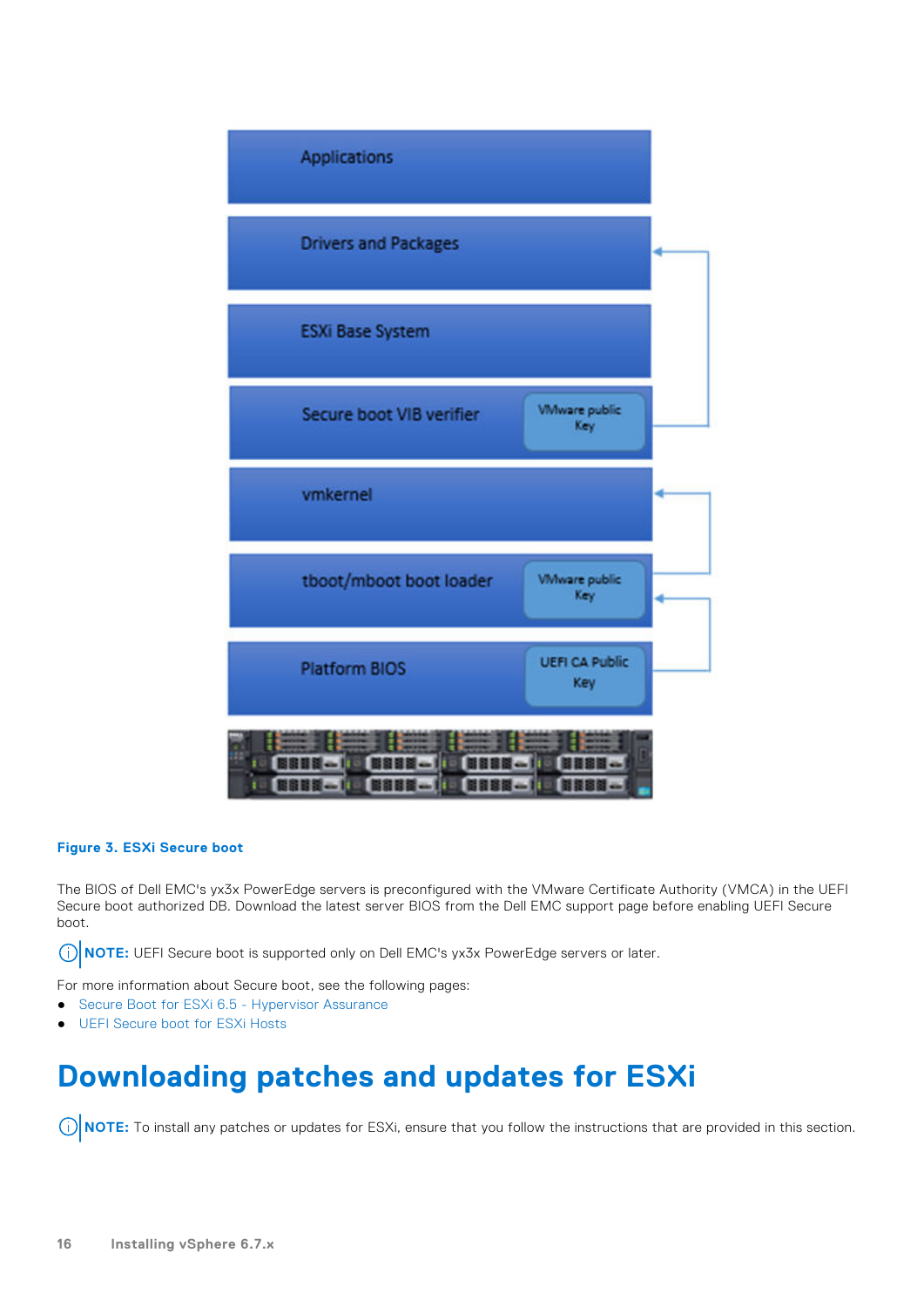Figure 3. ESXi Secure boot

The BIOS of Dell EMC's yx3x PowerEdge servers is preconfigured with the VMware Certificate Authority (VMCA) in the UEFI Secure boot authorized DB. Download the latest server BIOS from the Dell EMC support page before enabling UEFI Secure boot.

**NOTE:** UEFI Secure boot is supported only on Dell EMC's yx3x PowerEdge servers or later.

For more information about Secure boot, see the following pages:

- Secure Boot for ESXi 6.5 - Hypervisor Assurance
- UEFI Secure boot for ESXi Hosts

# Downloading patches and updates for ESXi

**NOTE:** To install any patches or updates for ESXi, ensure that you follow the instructions that are provided in this section.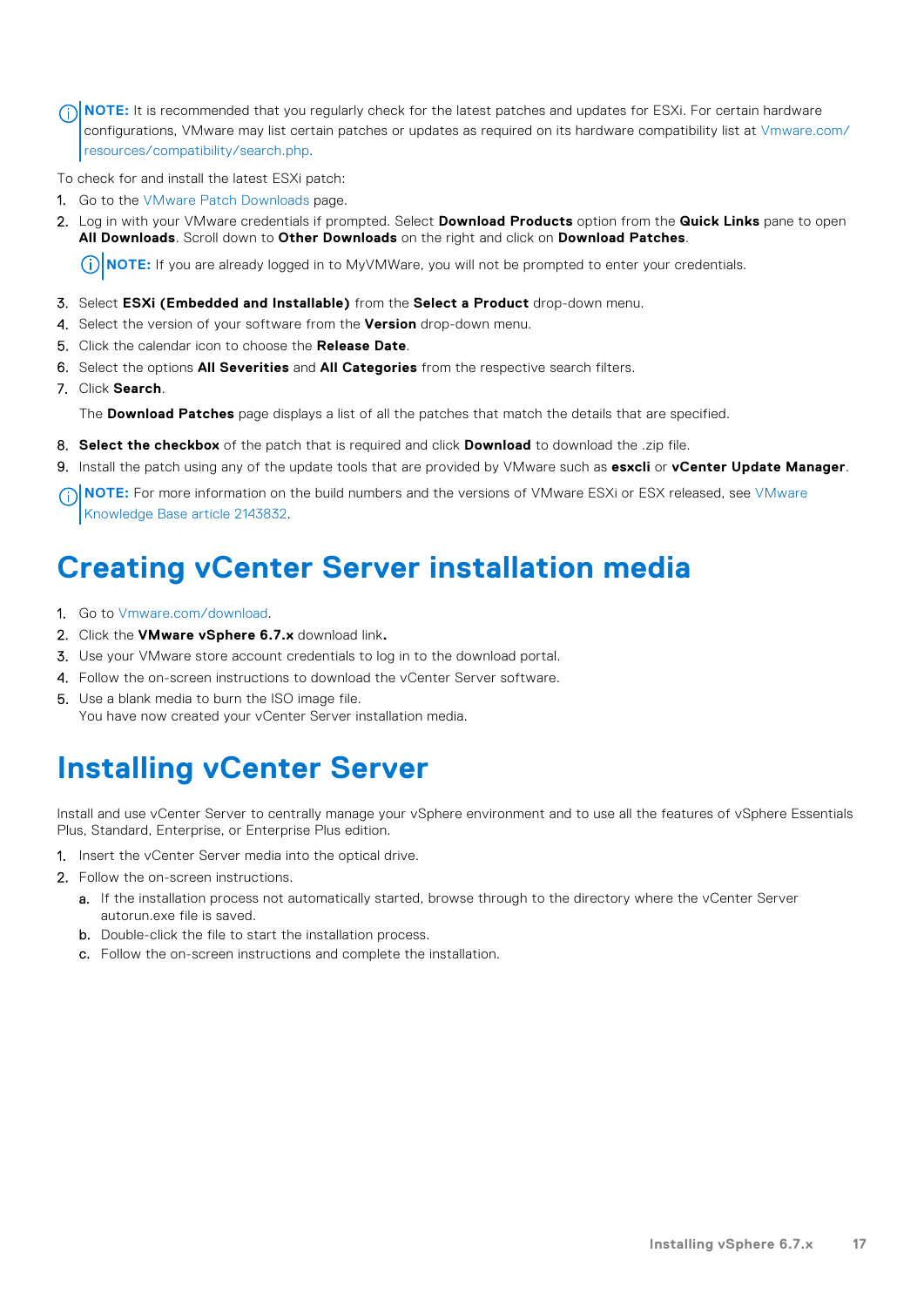**NOTE:** It is recommended that you regularly check for the latest patches and updates for ESXi. For certain hardware configurations, VMware may list certain patches or updates as required on its hardware compatibility list at Vmware.com/resources/compatibility/search.php.

To check for and install the latest ESXi patch:

1. Go to the VMware Patch Downloads page.
2. Log in with your VMware credentials if prompted. Select **Download Products** option from the **Quick Links** pane to open **All Downloads**. Scroll down to **Other Downloads** on the right and click on **Download Patches**.

   **NOTE:** If you are already logged in to MyVMWare, you will not be prompted to enter your credentials.

3. Select **ESXi (Embedded and Installable)** from the **Select a Product** drop-down menu.
4. Select the version of your software from the **Version** drop-down menu.
5. Click the calendar icon to choose the **Release Date**.
6. Select the options **All Severities** and **All Categories** from the respective search filters.
7. Click **Search**.

   The **Download Patches** page displays a list of all the patches that match the details that are specified.

8. **Select the checkbox** of the patch that is required and click **Download** to download the .zip file.
9. Install the patch using any of the update tools that are provided by VMware such as **esxcli** or **vCenter Update Manager**.

**NOTE:** For more information on the build numbers and the versions of VMware ESXi or ESX released, see VMware Knowledge Base article 2143832.

# Creating vCenter Server installation media

1. Go to Vmware.com/download.
2. Click the **VMware vSphere 6.7.x** download link**.**
3. Use your VMware store account credentials to log in to the download portal.
4. Follow the on-screen instructions to download the vCenter Server software.
5. Use a blank media to burn the ISO image file.
   You have now created your vCenter Server installation media.

# Installing vCenter Server

Install and use vCenter Server to centrally manage your vSphere environment and to use all the features of vSphere Essentials Plus, Standard, Enterprise, or Enterprise Plus edition.

1. Insert the vCenter Server media into the optical drive.
2. Follow the on-screen instructions.
   a. If the installation process not automatically started, browse through to the directory where the vCenter Server autorun.exe file is saved.
   b. Double-click the file to start the installation process.
   c. Follow the on-screen instructions and complete the installation.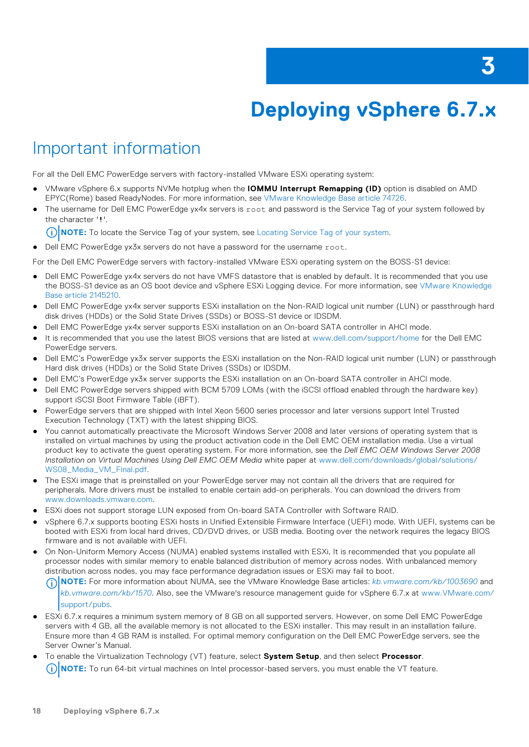# 3 Deploying vSphere 6.7.x

## Important information

For all the Dell EMC PowerEdge servers with factory-installed VMware ESXi operating system:

- VMware vSphere 6.x supports NVMe hotplug when the **IOMMU Interrupt Remapping (ID)** option is disabled on AMD EPYC(Rome) based ReadyNodes. For more information, see VMware Knowledge Base article 74726.
- The username for Dell EMC PowerEdge yx4x servers is `root` and password is the Service Tag of your system followed by the character '`!`'.

  **NOTE:** To locate the Service Tag of your system, see Locating Service Tag of your system.
- Dell EMC PowerEdge yx3x servers do not have a password for the username `root`.

For the Dell EMC PowerEdge servers with factory-installed VMware ESXi operating system on the BOSS-S1 device:

- Dell EMC PowerEdge yx4x servers do not have VMFS datastore that is enabled by default. It is recommended that you use the BOSS-S1 device as an OS boot device and vSphere ESXi Logging device. For more information, see VMware Knowledge Base article 2145210.
- Dell EMC PowerEdge yx4x server supports ESXi installation on the Non-RAID logical unit number (LUN) or passthrough hard disk drives (HDDs) or the Solid State Drives (SSDs) or BOSS-S1 device or IDSDM.
- Dell EMC PowerEdge yx4x server supports ESXi installation on an On-board SATA controller in AHCI mode.
- It is recommended that you use the latest BIOS versions that are listed at www.dell.com/support/home for the Dell EMC PowerEdge servers.
- Dell EMC's PowerEdge yx3x server supports the ESXi installation on the Non-RAID logical unit number (LUN) or passthrough Hard disk drives (HDDs) or the Solid State Drives (SSDs) or IDSDM.
- Dell EMC's PowerEdge yx3x server supports the ESXi installation on an On-board SATA controller in AHCI mode.
- Dell EMC PowerEdge servers shipped with BCM 5709 LOMs (with the iSCSI offload enabled through the hardware key) support iSCSI Boot Firmware Table (iBFT).
- PowerEdge servers that are shipped with Intel Xeon 5600 series processor and later versions support Intel Trusted Execution Technology (TXT) with the latest shipping BIOS.
- You cannot automatically preactivate the Microsoft Windows Server 2008 and later versions of operating system that is installed on virtual machines by using the product activation code in the Dell EMC OEM installation media. Use a virtual product key to activate the guest operating system. For more information, see the *Dell EMC OEM Windows Server 2008 Installation on Virtual Machines Using Dell EMC OEM Media* white paper at www.dell.com/downloads/global/solutions/WS08_Media_VM_Final.pdf.
- The ESXi image that is preinstalled on your PowerEdge server may not contain all the drivers that are required for peripherals. More drivers must be installed to enable certain add-on peripherals. You can download the drivers from www.downloads.vmware.com.
- ESXi does not support storage LUN exposed from On-board SATA Controller with Software RAID.
- vSphere 6.7.x supports booting ESXi hosts in Unified Extensible Firmware Interface (UEFI) mode. With UEFI, systems can be booted with ESXi from local hard drives, CD/DVD drives, or USB media. Booting over the network requires the legacy BIOS firmware and is not available with UEFI.
- On Non-Uniform Memory Access (NUMA) enabled systems installed with ESXi, It is recommended that you populate all processor nodes with similar memory to enable balanced distribution of memory across nodes. With unbalanced memory distribution across nodes, you may face performance degradation issues or ESXi may fail to boot.

  **NOTE:** For more information about NUMA, see the VMware Knowledge Base articles: *kb.vmware.com/kb/1003690* and *kb.vmware.com/kb/1570*. Also, see the VMware's resource management guide for vSphere 6.7.x at www.VMware.com/support/pubs.
- ESXi 6.7.x requires a minimum system memory of 8 GB on all supported servers. However, on some Dell EMC PowerEdge servers with 4 GB, all the available memory is not allocated to the ESXi installer. This may result in an installation failure. Ensure more than 4 GB RAM is installed. For optimal memory configuration on the Dell EMC PowerEdge servers, see the Server Owner's Manual.
- To enable the Virtualization Technology (VT) feature, select **System Setup**, and then select **Processor**.

  **NOTE:** To run 64-bit virtual machines on Intel processor-based servers, you must enable the VT feature.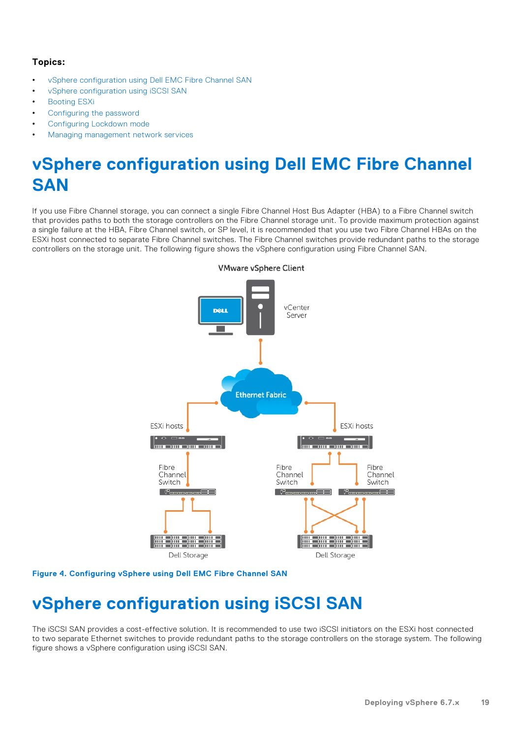**Topics:**

- vSphere configuration using Dell EMC Fibre Channel SAN
- vSphere configuration using iSCSI SAN
- Booting ESXi
- Configuring the password
- Configuring Lockdown mode
- Managing management network services

# vSphere configuration using Dell EMC Fibre Channel SAN

If you use Fibre Channel storage, you can connect a single Fibre Channel Host Bus Adapter (HBA) to a Fibre Channel switch that provides paths to both the storage controllers on the Fibre Channel storage unit. To provide maximum protection against a single failure at the HBA, Fibre Channel switch, or SP level, it is recommended that you use two Fibre Channel HBAs on the ESXi host connected to separate Fibre Channel switches. The Fibre Channel switches provide redundant paths to the storage controllers on the storage unit. The following figure shows the vSphere configuration using Fibre Channel SAN.

**Figure 4. Configuring vSphere using Dell EMC Fibre Channel SAN**

# vSphere configuration using iSCSI SAN

The iSCSI SAN provides a cost-effective solution. It is recommended to use two iSCSI initiators on the ESXi host connected to two separate Ethernet switches to provide redundant paths to the storage controllers on the storage system. The following figure shows a vSphere configuration using iSCSI SAN.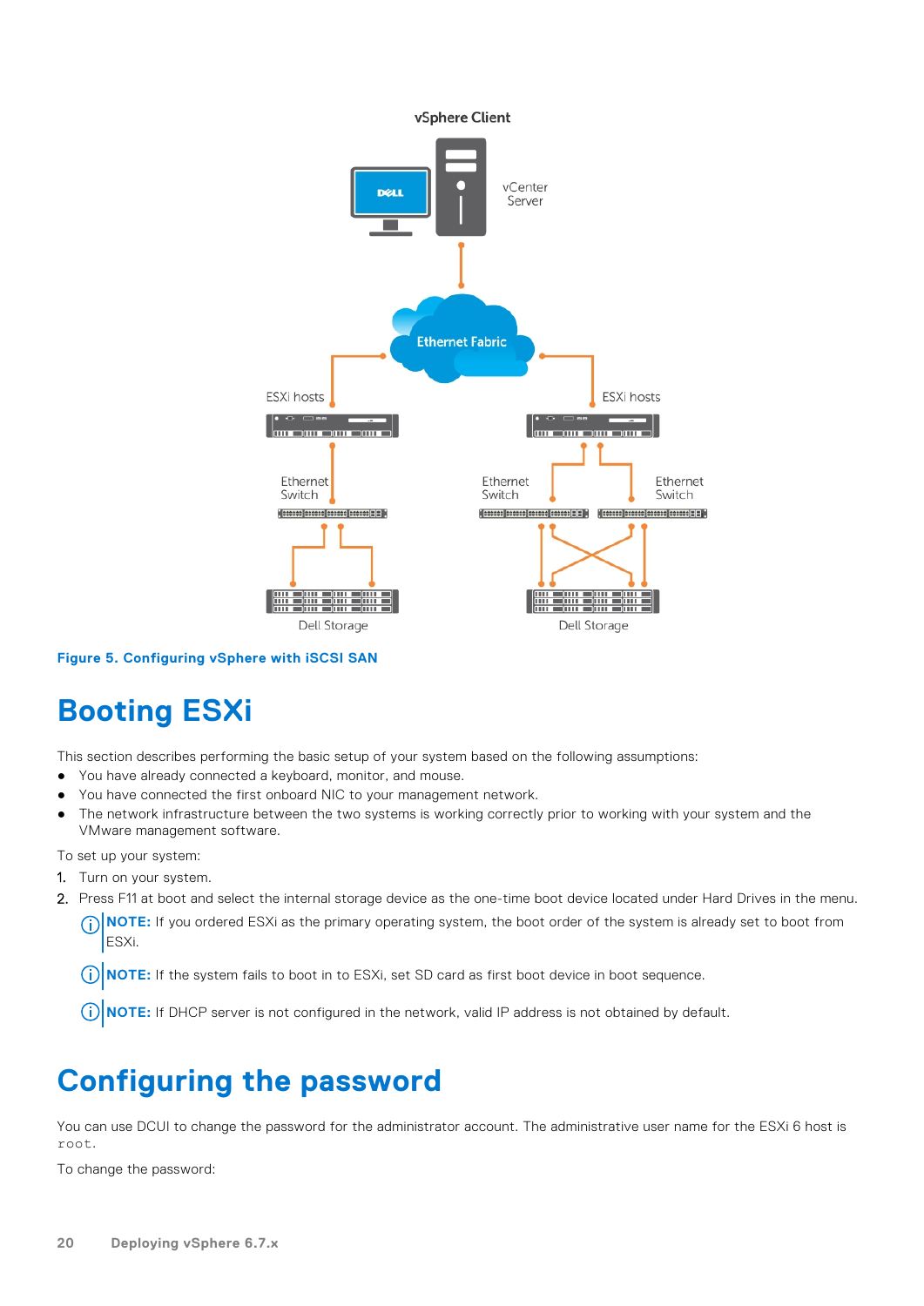Figure 5. Configuring vSphere with iSCSI SAN

# Booting ESXi

This section describes performing the basic setup of your system based on the following assumptions:

- You have already connected a keyboard, monitor, and mouse.
- You have connected the first onboard NIC to your management network.
- The network infrastructure between the two systems is working correctly prior to working with your system and the VMware management software.

To set up your system:

1. Turn on your system.
2. Press F11 at boot and select the internal storage device as the one-time boot device located under Hard Drives in the menu.

   **NOTE:** If you ordered ESXi as the primary operating system, the boot order of the system is already set to boot from ESXi.

   **NOTE:** If the system fails to boot in to ESXi, set SD card as first boot device in boot sequence.

   **NOTE:** If DHCP server is not configured in the network, valid IP address is not obtained by default.

# Configuring the password

You can use DCUI to change the password for the administrator account. The administrative user name for the ESXi 6 host is `root`.

To change the password: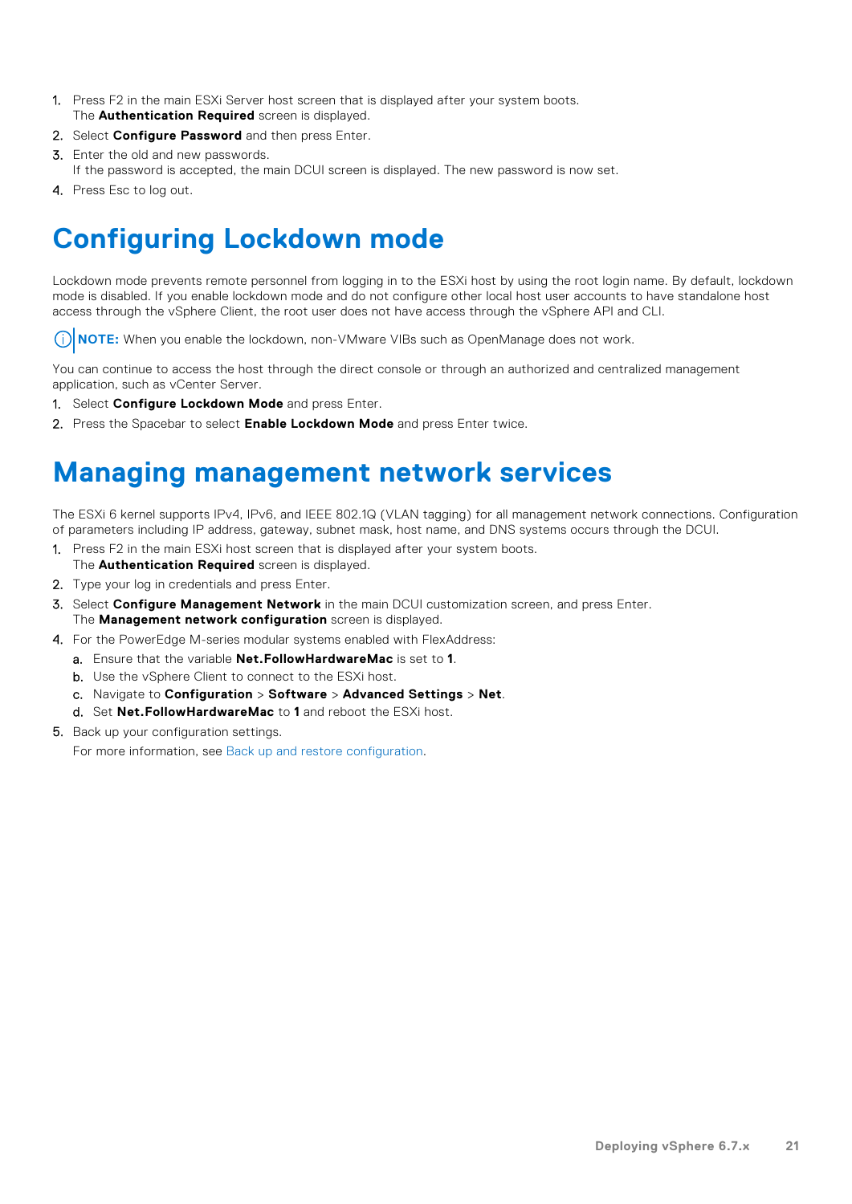1. Press F2 in the main ESXi Server host screen that is displayed after your system boots.
   The **Authentication Required** screen is displayed.
2. Select **Configure Password** and then press Enter.
3. Enter the old and new passwords.
   If the password is accepted, the main DCUI screen is displayed. The new password is now set.
4. Press Esc to log out.

# Configuring Lockdown mode

Lockdown mode prevents remote personnel from logging in to the ESXi host by using the root login name. By default, lockdown mode is disabled. If you enable lockdown mode and do not configure other local host user accounts to have standalone host access through the vSphere Client, the root user does not have access through the vSphere API and CLI.

**NOTE:** When you enable the lockdown, non-VMware VIBs such as OpenManage does not work.

You can continue to access the host through the direct console or through an authorized and centralized management application, such as vCenter Server.

1. Select **Configure Lockdown Mode** and press Enter.
2. Press the Spacebar to select **Enable Lockdown Mode** and press Enter twice.

# Managing management network services

The ESXi 6 kernel supports IPv4, IPv6, and IEEE 802.1Q (VLAN tagging) for all management network connections. Configuration of parameters including IP address, gateway, subnet mask, host name, and DNS systems occurs through the DCUI.

1. Press F2 in the main ESXi host screen that is displayed after your system boots.
   The **Authentication Required** screen is displayed.
2. Type your log in credentials and press Enter.
3. Select **Configure Management Network** in the main DCUI customization screen, and press Enter.
   The **Management network configuration** screen is displayed.
4. For the PowerEdge M-series modular systems enabled with FlexAddress:
   a. Ensure that the variable **Net.FollowHardwareMac** is set to **1**.
   b. Use the vSphere Client to connect to the ESXi host.
   c. Navigate to **Configuration** > **Software** > **Advanced Settings** > **Net**.
   d. Set **Net.FollowHardwareMac** to **1** and reboot the ESXi host.
5. Back up your configuration settings.
   For more information, see Back up and restore configuration.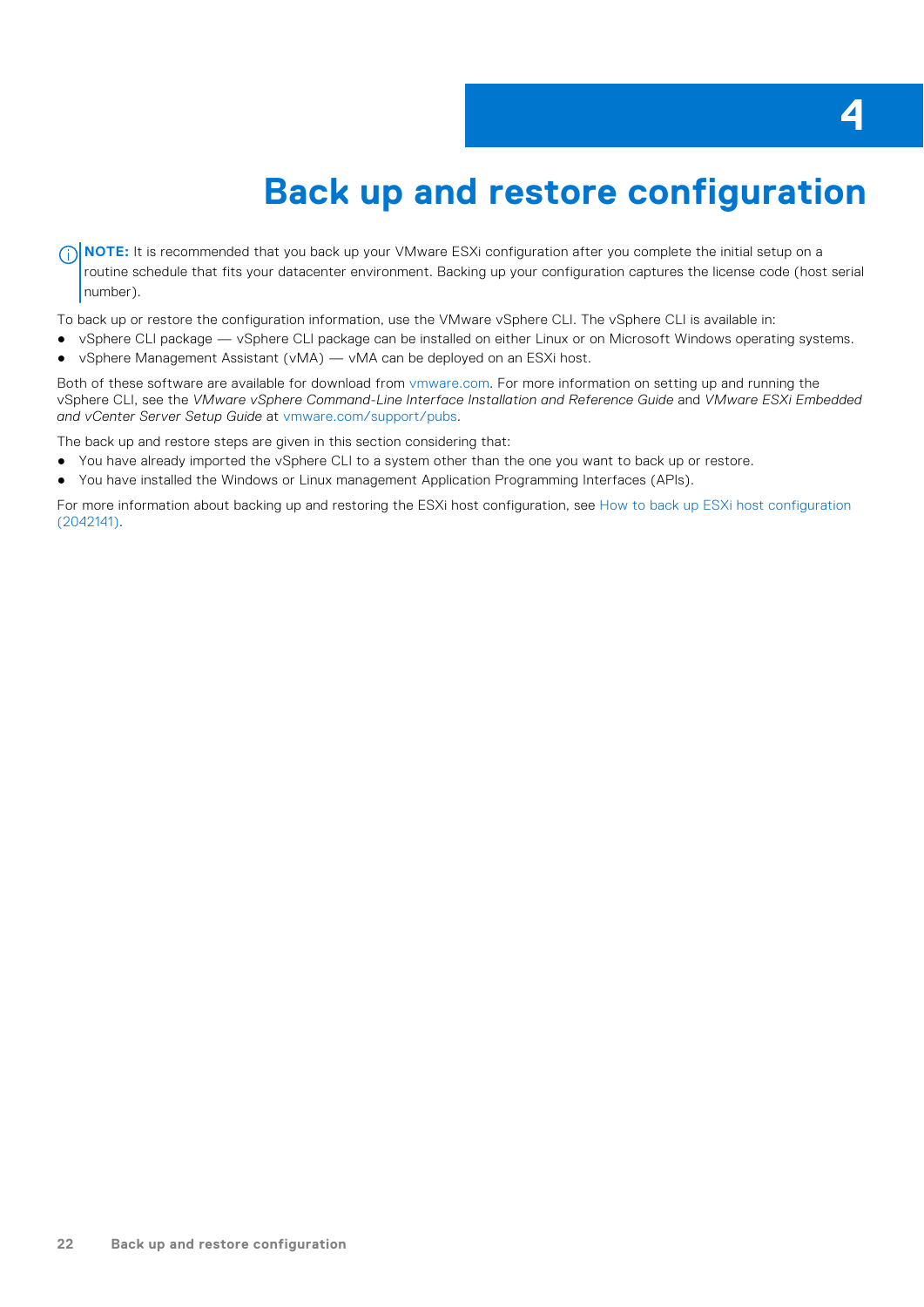# 4 Back up and restore configuration

**NOTE:** It is recommended that you back up your VMware ESXi configuration after you complete the initial setup on a routine schedule that fits your datacenter environment. Backing up your configuration captures the license code (host serial number).

To back up or restore the configuration information, use the VMware vSphere CLI. The vSphere CLI is available in:

- vSphere CLI package — vSphere CLI package can be installed on either Linux or on Microsoft Windows operating systems.
- vSphere Management Assistant (vMA) — vMA can be deployed on an ESXi host.

Both of these software are available for download from vmware.com. For more information on setting up and running the vSphere CLI, see the *VMware vSphere Command-Line Interface Installation and Reference Guide* and *VMware ESXi Embedded and vCenter Server Setup Guide* at vmware.com/support/pubs.

The back up and restore steps are given in this section considering that:

- You have already imported the vSphere CLI to a system other than the one you want to back up or restore.
- You have installed the Windows or Linux management Application Programming Interfaces (APIs).

For more information about backing up and restoring the ESXi host configuration, see How to back up ESXi host configuration (2042141).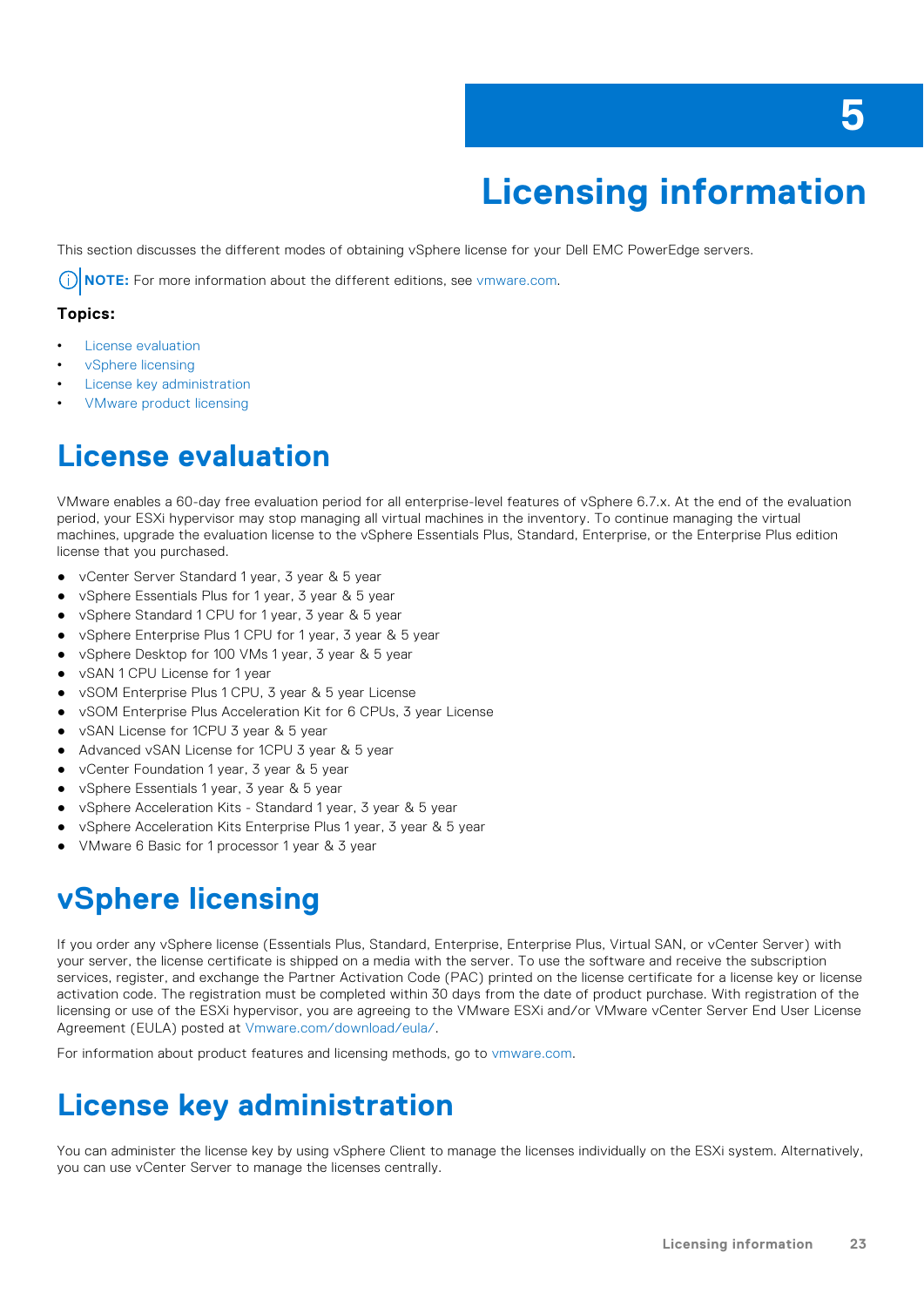# 5 Licensing information

This section discusses the different modes of obtaining vSphere license for your Dell EMC PowerEdge servers.

**NOTE:** For more information about the different editions, see vmware.com.

**Topics:**

- License evaluation
- vSphere licensing
- License key administration
- VMware product licensing

## License evaluation

VMware enables a 60-day free evaluation period for all enterprise-level features of vSphere 6.7.x. At the end of the evaluation period, your ESXi hypervisor may stop managing all virtual machines in the inventory. To continue managing the virtual machines, upgrade the evaluation license to the vSphere Essentials Plus, Standard, Enterprise, or the Enterprise Plus edition license that you purchased.

- vCenter Server Standard 1 year, 3 year & 5 year
- vSphere Essentials Plus for 1 year, 3 year & 5 year
- vSphere Standard 1 CPU for 1 year, 3 year & 5 year
- vSphere Enterprise Plus 1 CPU for 1 year, 3 year & 5 year
- vSphere Desktop for 100 VMs 1 year, 3 year & 5 year
- vSAN 1 CPU License for 1 year
- vSOM Enterprise Plus 1 CPU, 3 year & 5 year License
- vSOM Enterprise Plus Acceleration Kit for 6 CPUs, 3 year License
- vSAN License for 1CPU 3 year & 5 year
- Advanced vSAN License for 1CPU 3 year & 5 year
- vCenter Foundation 1 year, 3 year & 5 year
- vSphere Essentials 1 year, 3 year & 5 year
- vSphere Acceleration Kits - Standard 1 year, 3 year & 5 year
- vSphere Acceleration Kits Enterprise Plus 1 year, 3 year & 5 year
- VMware 6 Basic for 1 processor 1 year & 3 year

## vSphere licensing

If you order any vSphere license (Essentials Plus, Standard, Enterprise, Enterprise Plus, Virtual SAN, or vCenter Server) with your server, the license certificate is shipped on a media with the server. To use the software and receive the subscription services, register, and exchange the Partner Activation Code (PAC) printed on the license certificate for a license key or license activation code. The registration must be completed within 30 days from the date of product purchase. With registration of the licensing or use of the ESXi hypervisor, you are agreeing to the VMware ESXi and/or VMware vCenter Server End User License Agreement (EULA) posted at Vmware.com/download/eula/.

For information about product features and licensing methods, go to vmware.com.

## License key administration

You can administer the license key by using vSphere Client to manage the licenses individually on the ESXi system. Alternatively, you can use vCenter Server to manage the licenses centrally.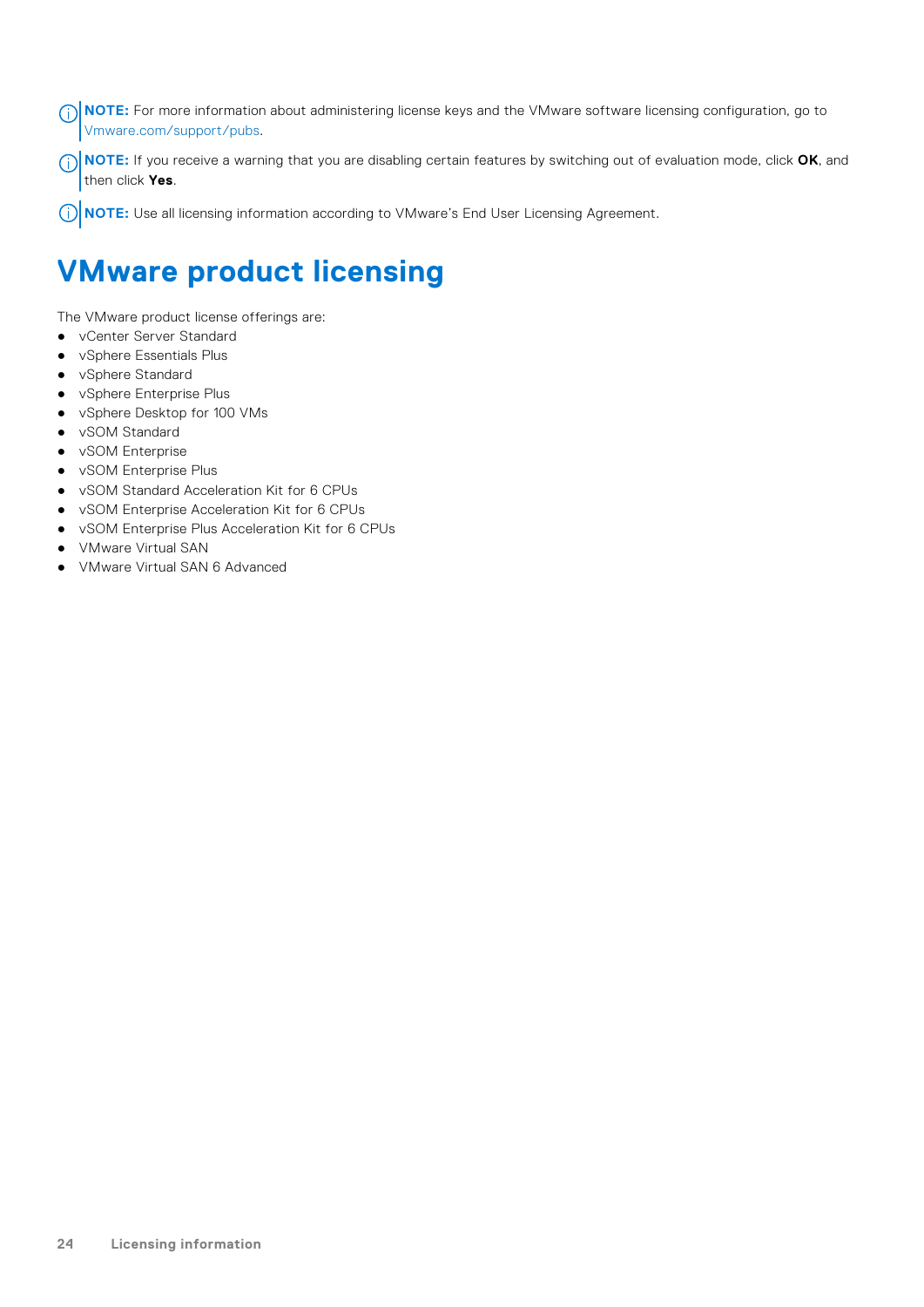**NOTE:** For more information about administering license keys and the VMware software licensing configuration, go to Vmware.com/support/pubs.

**NOTE:** If you receive a warning that you are disabling certain features by switching out of evaluation mode, click **OK**, and then click **Yes**.

**NOTE:** Use all licensing information according to VMware's End User Licensing Agreement.

# VMware product licensing

The VMware product license offerings are:

- vCenter Server Standard
- vSphere Essentials Plus
- vSphere Standard
- vSphere Enterprise Plus
- vSphere Desktop for 100 VMs
- vSOM Standard
- vSOM Enterprise
- vSOM Enterprise Plus
- vSOM Standard Acceleration Kit for 6 CPUs
- vSOM Enterprise Acceleration Kit for 6 CPUs
- vSOM Enterprise Plus Acceleration Kit for 6 CPUs
- VMware Virtual SAN
- VMware Virtual SAN 6 Advanced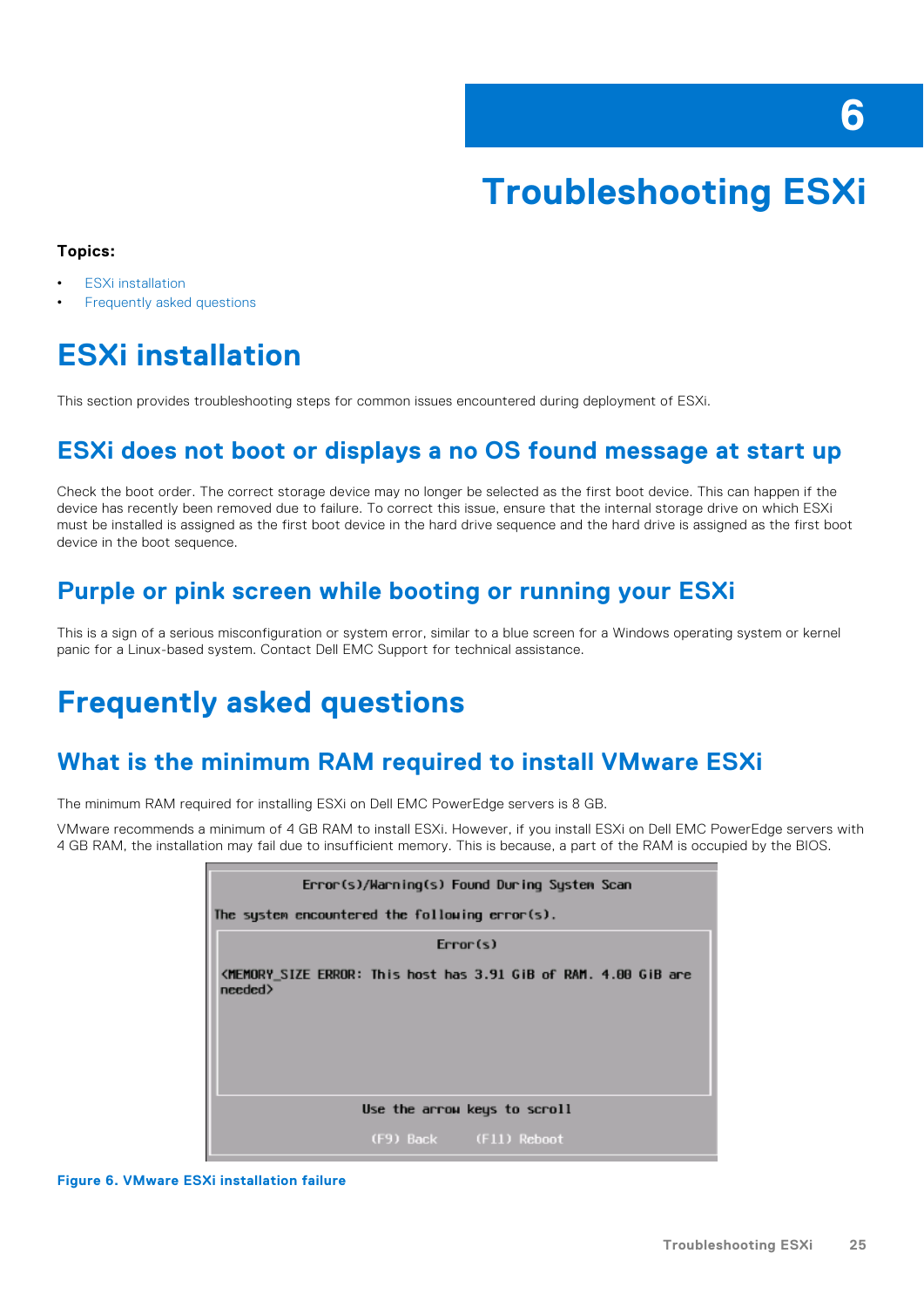# 6 Troubleshooting ESXi

**Topics:**

- ESXi installation
- Frequently asked questions

## ESXi installation

This section provides troubleshooting steps for common issues encountered during deployment of ESXi.

### ESXi does not boot or displays a no OS found message at start up

Check the boot order. The correct storage device may no longer be selected as the first boot device. This can happen if the device has recently been removed due to failure. To correct this issue, ensure that the internal storage drive on which ESXi must be installed is assigned as the first boot device in the hard drive sequence and the hard drive is assigned as the first boot device in the boot sequence.

### Purple or pink screen while booting or running your ESXi

This is a sign of a serious misconfiguration or system error, similar to a blue screen for a Windows operating system or kernel panic for a Linux-based system. Contact Dell EMC Support for technical assistance.

## Frequently asked questions

### What is the minimum RAM required to install VMware ESXi

The minimum RAM required for installing ESXi on Dell EMC PowerEdge servers is 8 GB.

VMware recommends a minimum of 4 GB RAM to install ESXi. However, if you install ESXi on Dell EMC PowerEdge servers with 4 GB RAM, the installation may fail due to insufficient memory. This is because, a part of the RAM is occupied by the BIOS.

```
Error(s)/Warning(s) Found During System Scan

The system encountered the following error(s).

Error(s)

<MEMORY_SIZE ERROR: This host has 3.91 GiB of RAM. 4.00 GiB are
needed>

Use the arrow keys to scroll

(F9) Back     (F11) Reboot
```

**Figure 6. VMware ESXi installation failure**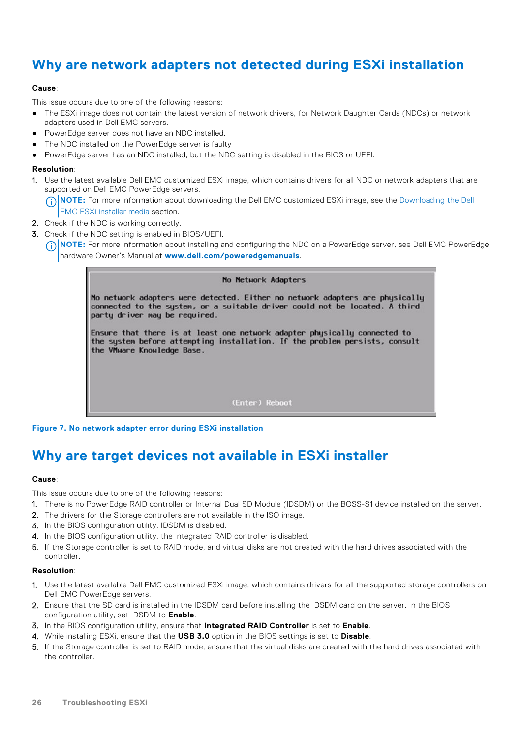# Why are network adapters not detected during ESXi installation

**Cause**:

This issue occurs due to one of the following reasons:

- The ESXi image does not contain the latest version of network drivers, for Network Daughter Cards (NDCs) or network adapters used in Dell EMC servers.
- PowerEdge server does not have an NDC installed.
- The NDC installed on the PowerEdge server is faulty
- PowerEdge server has an NDC installed, but the NDC setting is disabled in the BIOS or UEFI.

**Resolution**:

1. Use the latest available Dell EMC customized ESXi image, which contains drivers for all NDC or network adapters that are supported on Dell EMC PowerEdge servers.

   **NOTE:** For more information about downloading the Dell EMC customized ESXi image, see the Downloading the Dell EMC ESXi installer media section.

2. Check if the NDC is working correctly.
3. Check if the NDC setting is enabled in BIOS/UEFI.

   **NOTE:** For more information about installing and configuring the NDC on a PowerEdge server, see Dell EMC PowerEdge hardware Owner's Manual at **www.dell.com/poweredgemanuals**.

```
No Network Adapters

No network adapters were detected. Either no network adapters are physically
connected to the system, or a suitable driver could not be located. A third
party driver may be required.

Ensure that there is at least one network adapter physically connected to
the system before attempting installation. If the problem persists, consult
the VMware Knowledge Base.

(Enter) Reboot
```

**Figure 7. No network adapter error during ESXi installation**

# Why are target devices not available in ESXi installer

**Cause**:

This issue occurs due to one of the following reasons:

1. There is no PowerEdge RAID controller or Internal Dual SD Module (IDSDM) or the BOSS-S1 device installed on the server.
2. The drivers for the Storage controllers are not available in the ISO image.
3. In the BIOS configuration utility, IDSDM is disabled.
4. In the BIOS configuration utility, the Integrated RAID controller is disabled.
5. If the Storage controller is set to RAID mode, and virtual disks are not created with the hard drives associated with the controller.

**Resolution**:

1. Use the latest available Dell EMC customized ESXi image, which contains drivers for all the supported storage controllers on Dell EMC PowerEdge servers.
2. Ensure that the SD card is installed in the IDSDM card before installing the IDSDM card on the server. In the BIOS configuration utility, set IDSDM to **Enable**.
3. In the BIOS configuration utility, ensure that **Integrated RAID Controller** is set to **Enable**.
4. While installing ESXi, ensure that the **USB 3.0** option in the BIOS settings is set to **Disable**.
5. If the Storage controller is set to RAID mode, ensure that the virtual disks are created with the hard drives associated with the controller.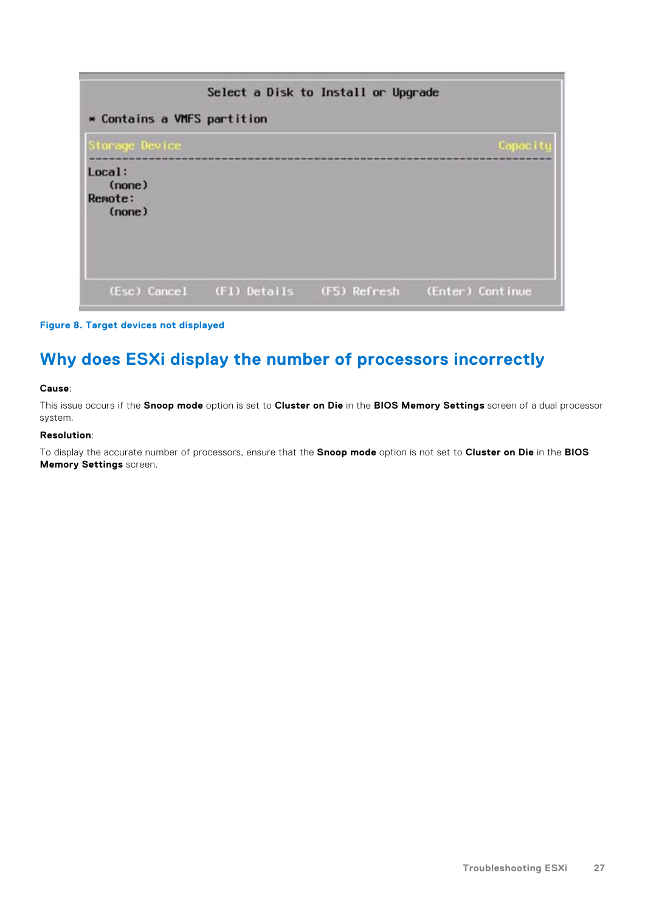Figure 8. Target devices not displayed

## Why does ESXi display the number of processors incorrectly

**Cause**:

This issue occurs if the **Snoop mode** option is set to **Cluster on Die** in the **BIOS Memory Settings** screen of a dual processor system.

**Resolution**:

To display the accurate number of processors, ensure that the **Snoop mode** option is not set to **Cluster on Die** in the **BIOS Memory Settings** screen.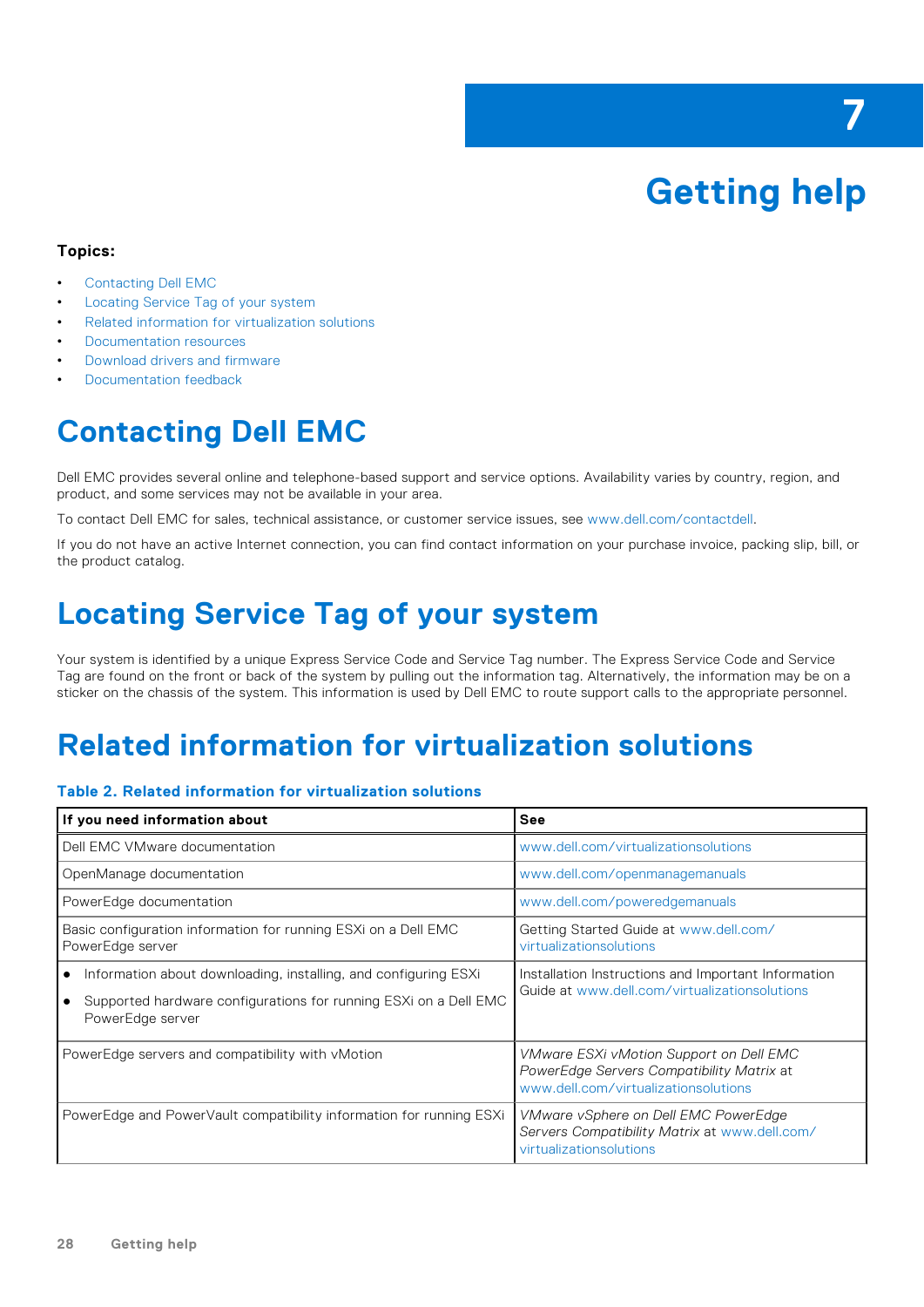# 7 Getting help

**Topics:**

- Contacting Dell EMC
- Locating Service Tag of your system
- Related information for virtualization solutions
- Documentation resources
- Download drivers and firmware
- Documentation feedback

## Contacting Dell EMC

Dell EMC provides several online and telephone-based support and service options. Availability varies by country, region, and product, and some services may not be available in your area.

To contact Dell EMC for sales, technical assistance, or customer service issues, see www.dell.com/contactdell.

If you do not have an active Internet connection, you can find contact information on your purchase invoice, packing slip, bill, or the product catalog.

## Locating Service Tag of your system

Your system is identified by a unique Express Service Code and Service Tag number. The Express Service Code and Service Tag are found on the front or back of the system by pulling out the information tag. Alternatively, the information may be on a sticker on the chassis of the system. This information is used by Dell EMC to route support calls to the appropriate personnel.

## Related information for virtualization solutions

**Table 2. Related information for virtualization solutions**

| If you need information about | See |
|---|---|
| Dell EMC VMware documentation | www.dell.com/virtualizationsolutions |
| OpenManage documentation | www.dell.com/openmanagemanuals |
| PowerEdge documentation | www.dell.com/poweredgemanuals |
| Basic configuration information for running ESXi on a Dell EMC PowerEdge server | Getting Started Guide at www.dell.com/virtualizationsolutions |
| • Information about downloading, installing, and configuring ESXi<br>• Supported hardware configurations for running ESXi on a Dell EMC PowerEdge server | Installation Instructions and Important Information Guide at www.dell.com/virtualizationsolutions |
| PowerEdge servers and compatibility with vMotion | *VMware ESXi vMotion Support on Dell EMC PowerEdge Servers Compatibility Matrix* at www.dell.com/virtualizationsolutions |
| PowerEdge and PowerVault compatibility information for running ESXi | *VMware vSphere on Dell EMC PowerEdge Servers Compatibility Matrix* at www.dell.com/virtualizationsolutions |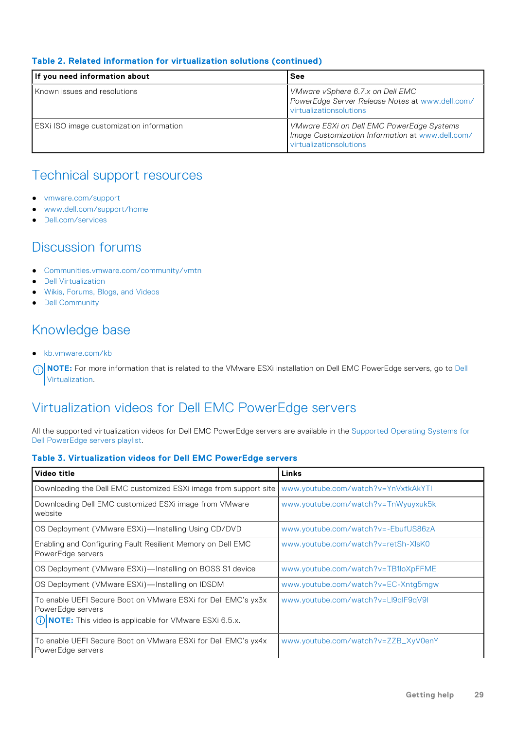**Table 2. Related information for virtualization solutions (continued)**

| If you need information about | See |
|---|---|
| Known issues and resolutions | *VMware vSphere 6.7.x on Dell EMC PowerEdge Server Release Notes* at www.dell.com/virtualizationsolutions |
| ESXi ISO image customization information | *VMware ESXi on Dell EMC PowerEdge Systems Image Customization Information* at www.dell.com/virtualizationsolutions |

## Technical support resources

- vmware.com/support
- www.dell.com/support/home
- Dell.com/services

## Discussion forums

- Communities.vmware.com/community/vmtn
- Dell Virtualization
- Wikis, Forums, Blogs, and Videos
- Dell Community

## Knowledge base

- kb.vmware.com/kb

**NOTE:** For more information that is related to the VMware ESXi installation on Dell EMC PowerEdge servers, go to Dell Virtualization.

## Virtualization videos for Dell EMC PowerEdge servers

All the supported virtualization videos for Dell EMC PowerEdge servers are available in the Supported Operating Systems for Dell PowerEdge servers playlist.

**Table 3. Virtualization videos for Dell EMC PowerEdge servers**

| Video title | Links |
|---|---|
| Downloading the Dell EMC customized ESXi image from support site | www.youtube.com/watch?v=YnVxtkAkYTI |
| Downloading Dell EMC customized ESXi image from VMware website | www.youtube.com/watch?v=TnWyuyxuk5k |
| OS Deployment (VMware ESXi)—Installing Using CD/DVD | www.youtube.com/watch?v=-EbufUS86zA |
| Enabling and Configuring Fault Resilient Memory on Dell EMC PowerEdge servers | www.youtube.com/watch?v=retSh-XlsK0 |
| OS Deployment (VMware ESXi)—Installing on BOSS S1 device | www.youtube.com/watch?v=TB1loXpFFME |
| OS Deployment (VMware ESXi)—Installing on IDSDM | www.youtube.com/watch?v=EC-Xntg5mgw |
| To enable UEFI Secure Boot on VMware ESXi for Dell EMC's yx3x PowerEdge servers<br>**NOTE:** This video is applicable for VMware ESXi 6.5.x. | www.youtube.com/watch?v=Ll9qlF9qV9I |
| To enable UEFI Secure Boot on VMware ESXi for Dell EMC's yx4x PowerEdge servers | www.youtube.com/watch?v=ZZB_XyV0enY |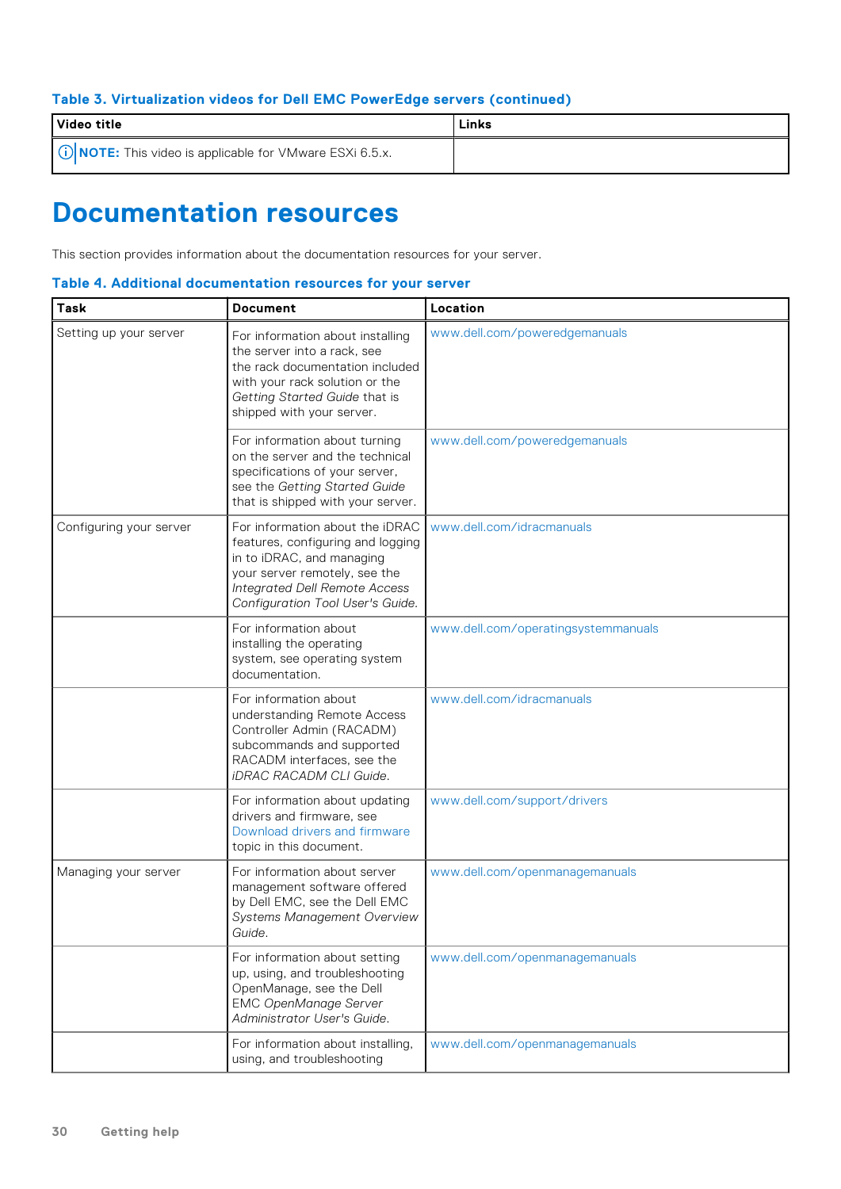**Table 3. Virtualization videos for Dell EMC PowerEdge servers (continued)**

| Video title | Links |
|---|---|
| **NOTE:** This video is applicable for VMware ESXi 6.5.x. | |

# Documentation resources

This section provides information about the documentation resources for your server.

**Table 4. Additional documentation resources for your server**

| Task | Document | Location |
|---|---|---|
| Setting up your server | For information about installing the server into a rack, see the rack documentation included with your rack solution or the *Getting Started Guide* that is shipped with your server. | www.dell.com/poweredgemanuals |
| | For information about turning on the server and the technical specifications of your server, see the *Getting Started Guide* that is shipped with your server. | www.dell.com/poweredgemanuals |
| Configuring your server | For information about the iDRAC features, configuring and logging in to iDRAC, and managing your server remotely, see the *Integrated Dell Remote Access Configuration Tool User's Guide*. | www.dell.com/idracmanuals |
| | For information about installing the operating system, see operating system documentation. | www.dell.com/operatingsystemmanuals |
| | For information about understanding Remote Access Controller Admin (RACADM) subcommands and supported RACADM interfaces, see the *iDRAC RACADM CLI Guide*. | www.dell.com/idracmanuals |
| | For information about updating drivers and firmware, see Download drivers and firmware topic in this document. | www.dell.com/support/drivers |
| Managing your server | For information about server management software offered by Dell EMC, see the Dell EMC *Systems Management Overview Guide*. | www.dell.com/openmanagemanuals |
| | For information about setting up, using, and troubleshooting OpenManage, see the Dell EMC *OpenManage Server Administrator User's Guide*. | www.dell.com/openmanagemanuals |
| | For information about installing, using, and troubleshooting | www.dell.com/openmanagemanuals |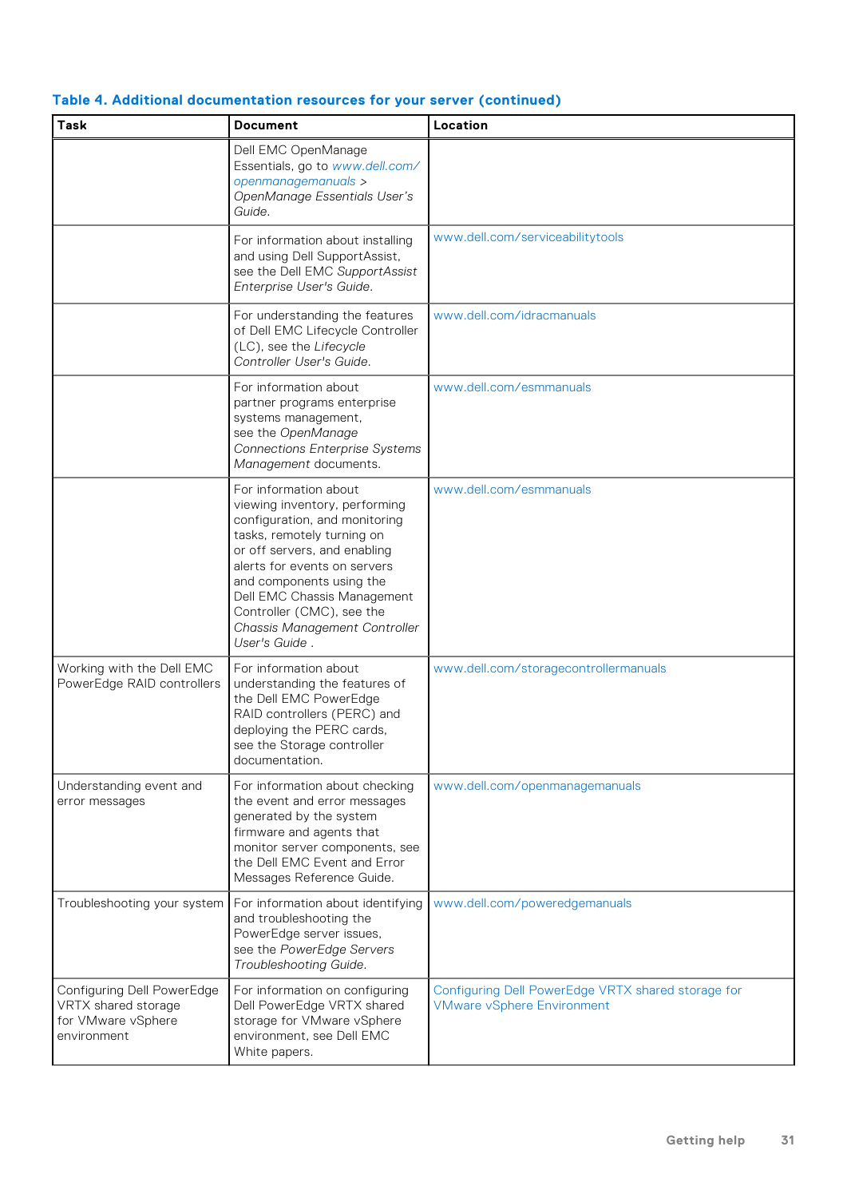**Table 4. Additional documentation resources for your server (continued)**

| Task | Document | Location |
|---|---|---|
| | Dell EMC OpenManage Essentials, go to www.dell.com/openmanagemanuals > *OpenManage Essentials User's Guide*. | |
| | For information about installing and using Dell SupportAssist, see the Dell EMC *SupportAssist Enterprise User's Guide*. | www.dell.com/serviceabilitytools |
| | For understanding the features of Dell EMC Lifecycle Controller (LC), see the *Lifecycle Controller User's Guide*. | www.dell.com/idracmanuals |
| | For information about partner programs enterprise systems management, see the *OpenManage Connections Enterprise Systems Management* documents. | www.dell.com/esmmanuals |
| | For information about viewing inventory, performing configuration, and monitoring tasks, remotely turning on or off servers, and enabling alerts for events on servers and components using the Dell EMC Chassis Management Controller (CMC), see the *Chassis Management Controller User's Guide* . | www.dell.com/esmmanuals |
| Working with the Dell EMC PowerEdge RAID controllers | For information about understanding the features of the Dell EMC PowerEdge RAID controllers (PERC) and deploying the PERC cards, see the Storage controller documentation. | www.dell.com/storagecontrollermanuals |
| Understanding event and error messages | For information about checking the event and error messages generated by the system firmware and agents that monitor server components, see the Dell EMC Event and Error Messages Reference Guide. | www.dell.com/openmanagemanuals |
| Troubleshooting your system | For information about identifying and troubleshooting the PowerEdge server issues, see the *PowerEdge Servers Troubleshooting Guide*. | www.dell.com/poweredgemanuals |
| Configuring Dell PowerEdge VRTX shared storage for VMware vSphere environment | For information on configuring Dell PowerEdge VRTX shared storage for VMware vSphere environment, see Dell EMC White papers. | Configuring Dell PowerEdge VRTX shared storage for VMware vSphere Environment |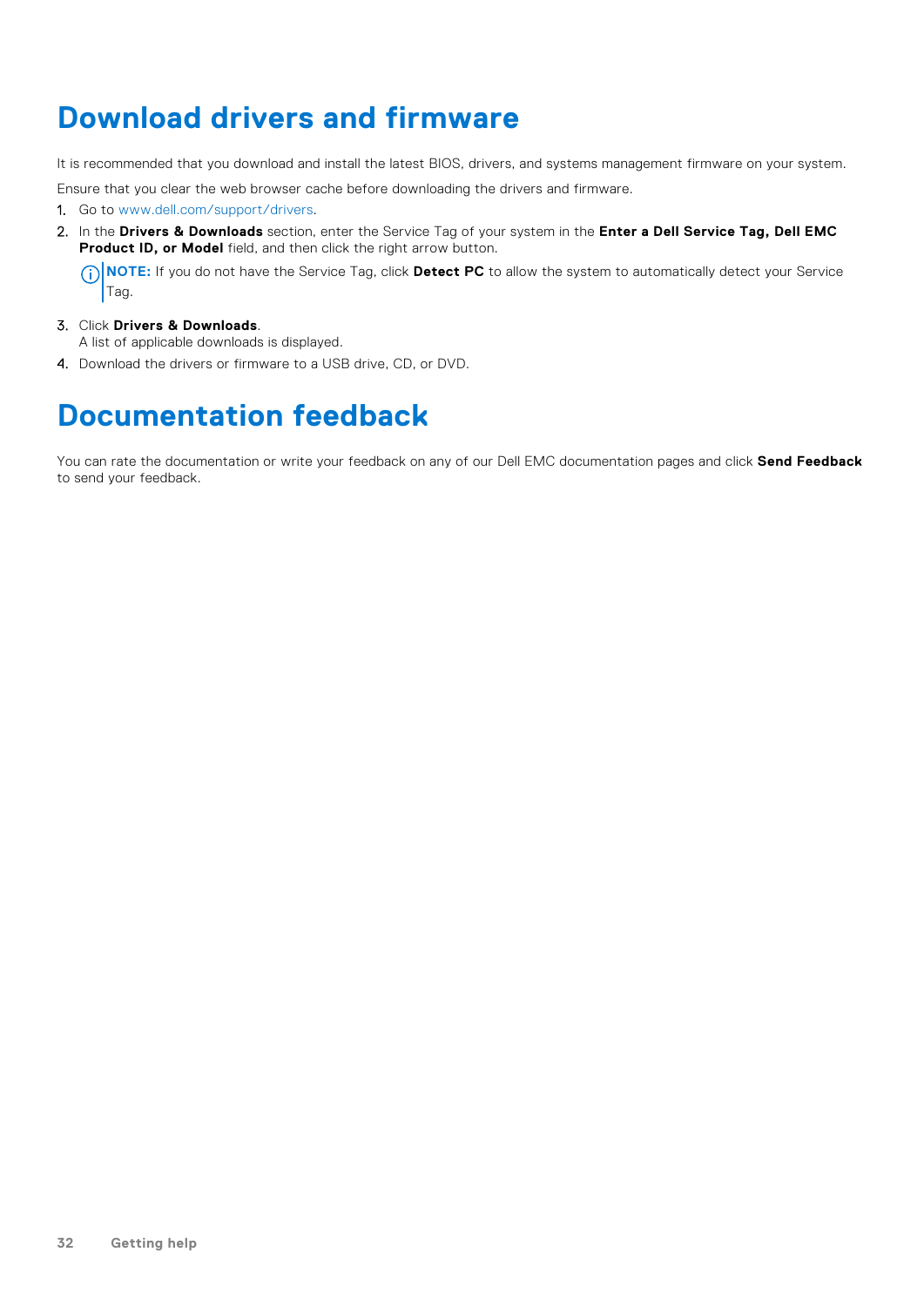# Download drivers and firmware

It is recommended that you download and install the latest BIOS, drivers, and systems management firmware on your system.

Ensure that you clear the web browser cache before downloading the drivers and firmware.

1. Go to www.dell.com/support/drivers.
2. In the **Drivers & Downloads** section, enter the Service Tag of your system in the **Enter a Dell Service Tag, Dell EMC Product ID, or Model** field, and then click the right arrow button.

   **NOTE:** If you do not have the Service Tag, click **Detect PC** to allow the system to automatically detect your Service Tag.

3. Click **Drivers & Downloads**.
   A list of applicable downloads is displayed.
4. Download the drivers or firmware to a USB drive, CD, or DVD.

# Documentation feedback

You can rate the documentation or write your feedback on any of our Dell EMC documentation pages and click **Send Feedback** to send your feedback.